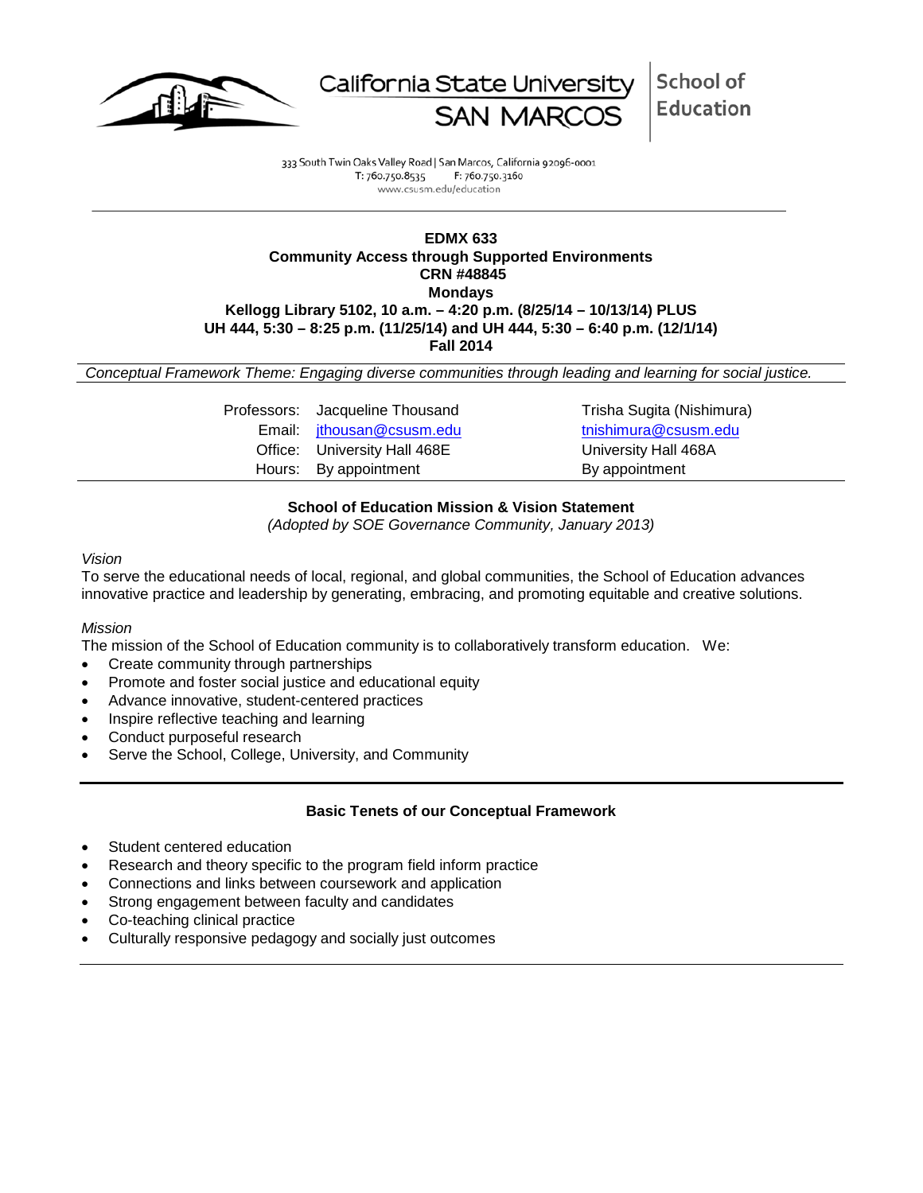California State University SAN MARCOS | School of Education

333 South Twin Oaks Valley Road | San Marcos, California 92096-0001
T: 760.750.8535 F: 760.750.3160
www.csusm.edu/education

---

**EDMX 633**
**Community Access through Supported Environments**
**CRN #48845**
**Mondays**
**Kellogg Library 5102, 10 a.m. – 4:20 p.m. (8/25/14 – 10/13/14) PLUS**
**UH 444, 5:30 – 8:25 p.m. (11/25/14) and UH 444, 5:30 – 6:40 p.m. (12/1/14)**
**Fall 2014**

*Conceptual Framework Theme: Engaging diverse communities through leading and learning for social justice.*

| | | |
|---|---|---|
| Professors: | Jacqueline Thousand | Trisha Sugita (Nishimura) |
| Email: | jthousan@csusm.edu | tnishimura@csusm.edu |
| Office: | University Hall 468E | University Hall 468A |
| Hours: | By appointment | By appointment |

## School of Education Mission & Vision Statement

*(Adopted by SOE Governance Community, January 2013)*

*Vision*

To serve the educational needs of local, regional, and global communities, the School of Education advances innovative practice and leadership by generating, embracing, and promoting equitable and creative solutions.

*Mission*

The mission of the School of Education community is to collaboratively transform education. We:

- Create community through partnerships
- Promote and foster social justice and educational equity
- Advance innovative, student-centered practices
- Inspire reflective teaching and learning
- Conduct purposeful research
- Serve the School, College, University, and Community

## Basic Tenets of our Conceptual Framework

- Student centered education
- Research and theory specific to the program field inform practice
- Connections and links between coursework and application
- Strong engagement between faculty and candidates
- Co-teaching clinical practice
- Culturally responsive pedagogy and socially just outcomes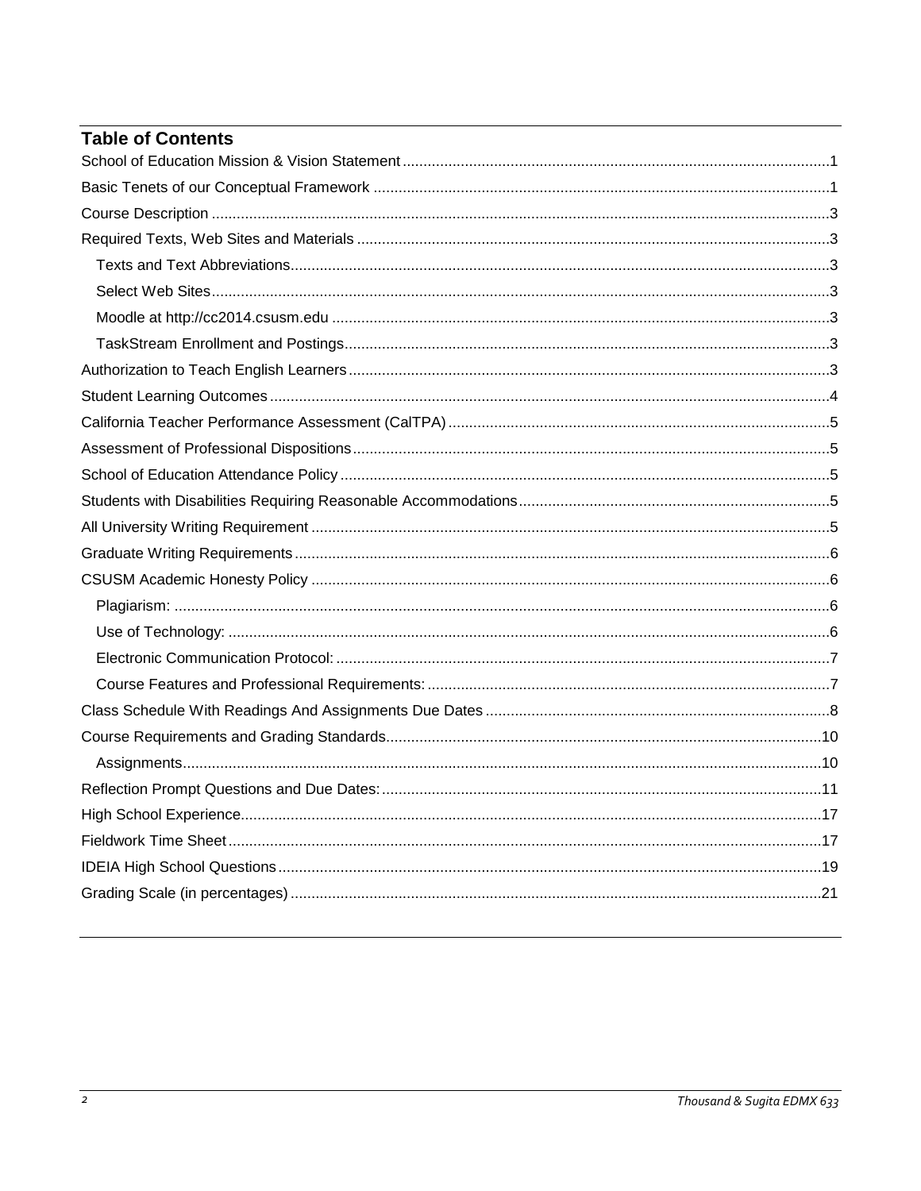## Table of Contents

- School of Education Mission & Vision Statement ..... 1
- Basic Tenets of our Conceptual Framework ..... 1
- Course Description ..... 3
- Required Texts, Web Sites and Materials ..... 3
    - Texts and Text Abbreviations ..... 3
    - Select Web Sites ..... 3
    - Moodle at http://cc2014.csusm.edu ..... 3
    - TaskStream Enrollment and Postings ..... 3
- Authorization to Teach English Learners ..... 3
- Student Learning Outcomes ..... 4
- California Teacher Performance Assessment (CalTPA) ..... 5
- Assessment of Professional Dispositions ..... 5
- School of Education Attendance Policy ..... 5
- Students with Disabilities Requiring Reasonable Accommodations ..... 5
- All University Writing Requirement ..... 5
- Graduate Writing Requirements ..... 6
- CSUSM Academic Honesty Policy ..... 6
    - Plagiarism: ..... 6
    - Use of Technology: ..... 6
    - Electronic Communication Protocol: ..... 7
    - Course Features and Professional Requirements: ..... 7
- Class Schedule With Readings And Assignments Due Dates ..... 8
- Course Requirements and Grading Standards ..... 10
    - Assignments ..... 10
- Reflection Prompt Questions and Due Dates: ..... 11
- High School Experience ..... 17
- Fieldwork Time Sheet ..... 17
- IDEIA High School Questions ..... 19
- Grading Scale (in percentages) ..... 21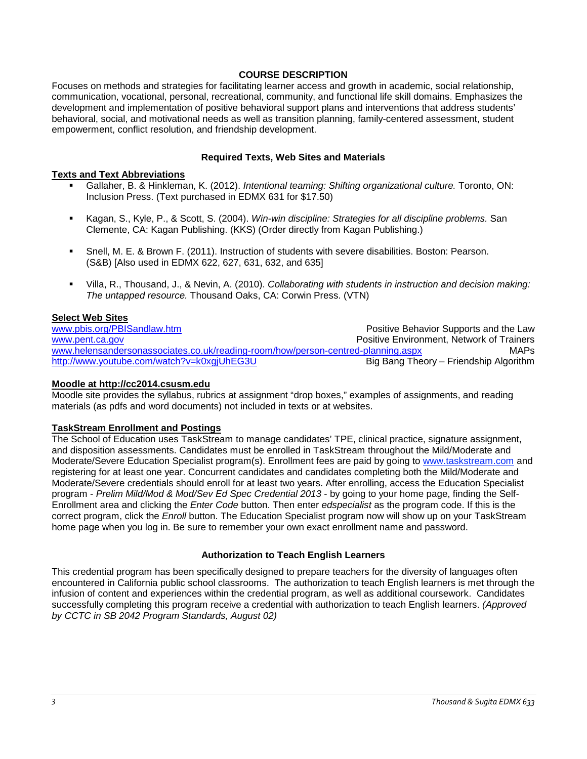## COURSE DESCRIPTION

Focuses on methods and strategies for facilitating learner access and growth in academic, social relationship, communication, vocational, personal, recreational, community, and functional life skill domains. Emphasizes the development and implementation of positive behavioral support plans and interventions that address students' behavioral, social, and motivational needs as well as transition planning, family-centered assessment, student empowerment, conflict resolution, and friendship development.

## Required Texts, Web Sites and Materials

### Texts and Text Abbreviations

- Gallaher, B. & Hinkleman, K. (2012). *Intentional teaming: Shifting organizational culture.* Toronto, ON: Inclusion Press. (Text purchased in EDMX 631 for $17.50)

- Kagan, S., Kyle, P., & Scott, S. (2004). *Win-win discipline: Strategies for all discipline problems.* San Clemente, CA: Kagan Publishing. (KKS) (Order directly from Kagan Publishing.)

- Snell, M. E. & Brown F. (2011). Instruction of students with severe disabilities. Boston: Pearson. (S&B) [Also used in EDMX 622, 627, 631, 632, and 635]

- Villa, R., Thousand, J., & Nevin, A. (2010). *Collaborating with students in instruction and decision making: The untapped resource.* Thousand Oaks, CA: Corwin Press. (VTN)

### Select Web Sites

| | |
|---|---|
| www.pbis.org/PBISandlaw.htm | Positive Behavior Supports and the Law |
| www.pent.ca.gov | Positive Environment, Network of Trainers |
| www.helensandersonassociates.co.uk/reading-room/how/person-centred-planning.aspx | MAPs |
| http://www.youtube.com/watch?v=k0xgjUhEG3U | Big Bang Theory – Friendship Algorithm |

### Moodle at http://cc2014.csusm.edu

Moodle site provides the syllabus, rubrics at assignment "drop boxes," examples of assignments, and reading materials (as pdfs and word documents) not included in texts or at websites.

### TaskStream Enrollment and Postings

The School of Education uses TaskStream to manage candidates' TPE, clinical practice, signature assignment, and disposition assessments. Candidates must be enrolled in TaskStream throughout the Mild/Moderate and Moderate/Severe Education Specialist program(s). Enrollment fees are paid by going to www.taskstream.com and registering for at least one year. Concurrent candidates and candidates completing both the Mild/Moderate and Moderate/Severe credentials should enroll for at least two years. After enrolling, access the Education Specialist program - *Prelim Mild/Mod & Mod/Sev Ed Spec Credential 2013* - by going to your home page, finding the Self-Enrollment area and clicking the *Enter Code* button. Then enter *edspecialist* as the program code. If this is the correct program, click the *Enroll* button. The Education Specialist program now will show up on your TaskStream home page when you log in. Be sure to remember your own exact enrollment name and password.

## Authorization to Teach English Learners

This credential program has been specifically designed to prepare teachers for the diversity of languages often encountered in California public school classrooms. The authorization to teach English learners is met through the infusion of content and experiences within the credential program, as well as additional coursework. Candidates successfully completing this program receive a credential with authorization to teach English learners. *(Approved by CCTC in SB 2042 Program Standards, August 02)*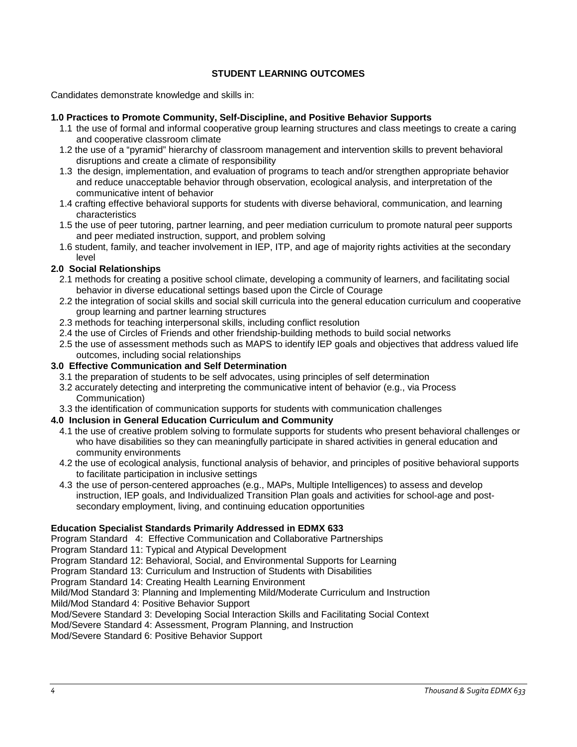## STUDENT LEARNING OUTCOMES

Candidates demonstrate knowledge and skills in:

**1.0 Practices to Promote Community, Self-Discipline, and Positive Behavior Supports**

- 1.1 the use of formal and informal cooperative group learning structures and class meetings to create a caring and cooperative classroom climate
- 1.2 the use of a "pyramid" hierarchy of classroom management and intervention skills to prevent behavioral disruptions and create a climate of responsibility
- 1.3 the design, implementation, and evaluation of programs to teach and/or strengthen appropriate behavior and reduce unacceptable behavior through observation, ecological analysis, and interpretation of the communicative intent of behavior
- 1.4 crafting effective behavioral supports for students with diverse behavioral, communication, and learning characteristics
- 1.5 the use of peer tutoring, partner learning, and peer mediation curriculum to promote natural peer supports and peer mediated instruction, support, and problem solving
- 1.6 student, family, and teacher involvement in IEP, ITP, and age of majority rights activities at the secondary level

**2.0 Social Relationships**

- 2.1 methods for creating a positive school climate, developing a community of learners, and facilitating social behavior in diverse educational settings based upon the Circle of Courage
- 2.2 the integration of social skills and social skill curricula into the general education curriculum and cooperative group learning and partner learning structures
- 2.3 methods for teaching interpersonal skills, including conflict resolution
- 2.4 the use of Circles of Friends and other friendship-building methods to build social networks
- 2.5 the use of assessment methods such as MAPS to identify IEP goals and objectives that address valued life outcomes, including social relationships

**3.0 Effective Communication and Self Determination**

- 3.1 the preparation of students to be self advocates, using principles of self determination
- 3.2 accurately detecting and interpreting the communicative intent of behavior (e.g., via Process Communication)
- 3.3 the identification of communication supports for students with communication challenges

**4.0 Inclusion in General Education Curriculum and Community**

- 4.1 the use of creative problem solving to formulate supports for students who present behavioral challenges or who have disabilities so they can meaningfully participate in shared activities in general education and community environments
- 4.2 the use of ecological analysis, functional analysis of behavior, and principles of positive behavioral supports to facilitate participation in inclusive settings
- 4.3 the use of person-centered approaches (e.g., MAPs, Multiple Intelligences) to assess and develop instruction, IEP goals, and Individualized Transition Plan goals and activities for school-age and post-secondary employment, living, and continuing education opportunities

**Education Specialist Standards Primarily Addressed in EDMX 633**

Program Standard 4: Effective Communication and Collaborative Partnerships
Program Standard 11: Typical and Atypical Development
Program Standard 12: Behavioral, Social, and Environmental Supports for Learning
Program Standard 13: Curriculum and Instruction of Students with Disabilities
Program Standard 14: Creating Health Learning Environment
Mild/Mod Standard 3: Planning and Implementing Mild/Moderate Curriculum and Instruction
Mild/Mod Standard 4: Positive Behavior Support
Mod/Severe Standard 3: Developing Social Interaction Skills and Facilitating Social Context
Mod/Severe Standard 4: Assessment, Program Planning, and Instruction
Mod/Severe Standard 6: Positive Behavior Support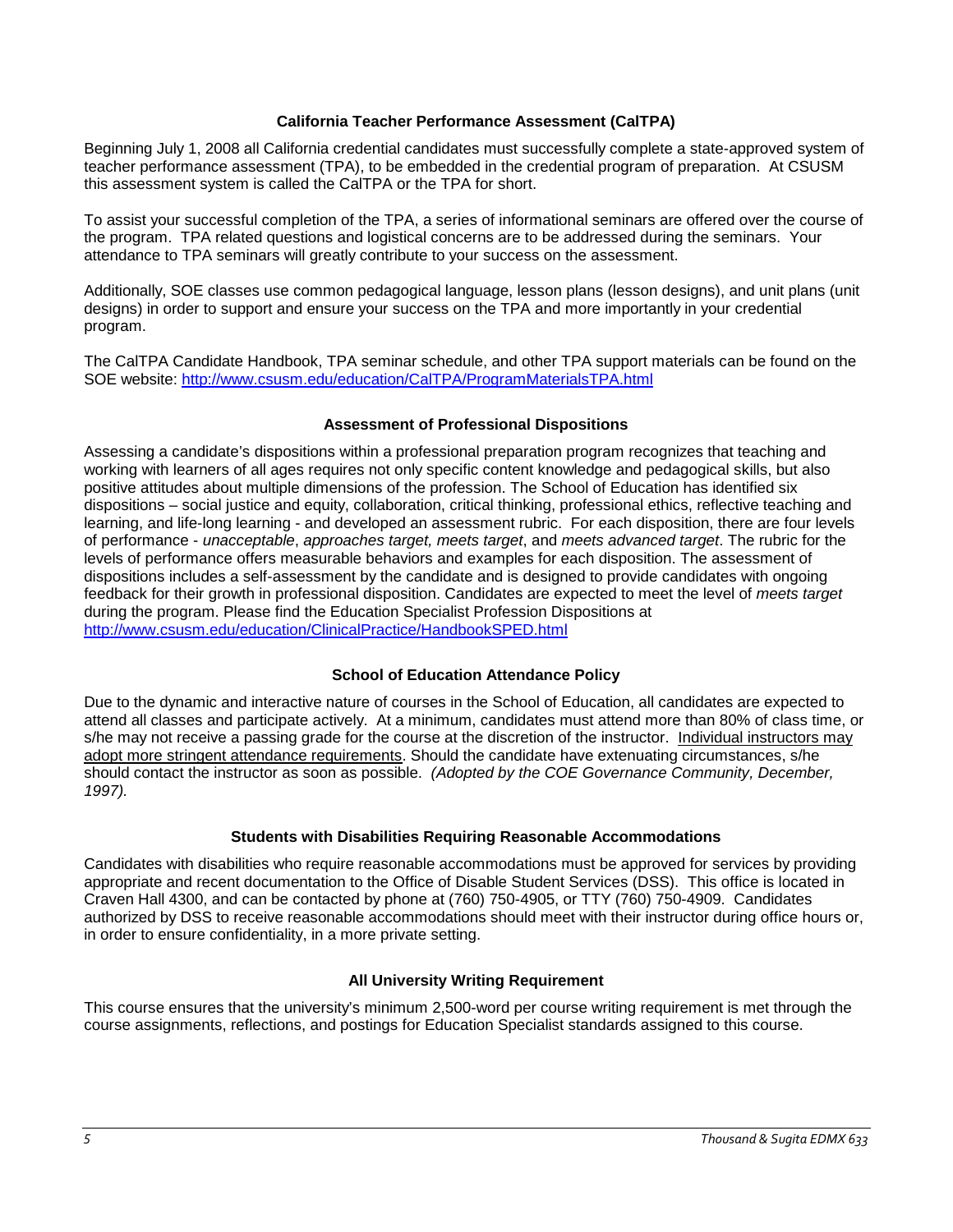### California Teacher Performance Assessment (CalTPA)

Beginning July 1, 2008 all California credential candidates must successfully complete a state-approved system of teacher performance assessment (TPA), to be embedded in the credential program of preparation. At CSUSM this assessment system is called the CalTPA or the TPA for short.

To assist your successful completion of the TPA, a series of informational seminars are offered over the course of the program. TPA related questions and logistical concerns are to be addressed during the seminars. Your attendance to TPA seminars will greatly contribute to your success on the assessment.

Additionally, SOE classes use common pedagogical language, lesson plans (lesson designs), and unit plans (unit designs) in order to support and ensure your success on the TPA and more importantly in your credential program.

The CalTPA Candidate Handbook, TPA seminar schedule, and other TPA support materials can be found on the SOE website: http://www.csusm.edu/education/CalTPA/ProgramMaterialsTPA.html

### Assessment of Professional Dispositions

Assessing a candidate's dispositions within a professional preparation program recognizes that teaching and working with learners of all ages requires not only specific content knowledge and pedagogical skills, but also positive attitudes about multiple dimensions of the profession. The School of Education has identified six dispositions – social justice and equity, collaboration, critical thinking, professional ethics, reflective teaching and learning, and life-long learning - and developed an assessment rubric. For each disposition, there are four levels of performance - *unacceptable*, *approaches target, meets target*, and *meets advanced target*. The rubric for the levels of performance offers measurable behaviors and examples for each disposition. The assessment of dispositions includes a self-assessment by the candidate and is designed to provide candidates with ongoing feedback for their growth in professional disposition. Candidates are expected to meet the level of *meets target* during the program. Please find the Education Specialist Profession Dispositions at http://www.csusm.edu/education/ClinicalPractice/HandbookSPED.html

### School of Education Attendance Policy

Due to the dynamic and interactive nature of courses in the School of Education, all candidates are expected to attend all classes and participate actively. At a minimum, candidates must attend more than 80% of class time, or s/he may not receive a passing grade for the course at the discretion of the instructor. <u>Individual instructors may adopt more stringent attendance requirements</u>. Should the candidate have extenuating circumstances, s/he should contact the instructor as soon as possible. *(Adopted by the COE Governance Community, December, 1997).*

### Students with Disabilities Requiring Reasonable Accommodations

Candidates with disabilities who require reasonable accommodations must be approved for services by providing appropriate and recent documentation to the Office of Disable Student Services (DSS). This office is located in Craven Hall 4300, and can be contacted by phone at (760) 750-4905, or TTY (760) 750-4909. Candidates authorized by DSS to receive reasonable accommodations should meet with their instructor during office hours or, in order to ensure confidentiality, in a more private setting.

### All University Writing Requirement

This course ensures that the university's minimum 2,500-word per course writing requirement is met through the course assignments, reflections, and postings for Education Specialist standards assigned to this course.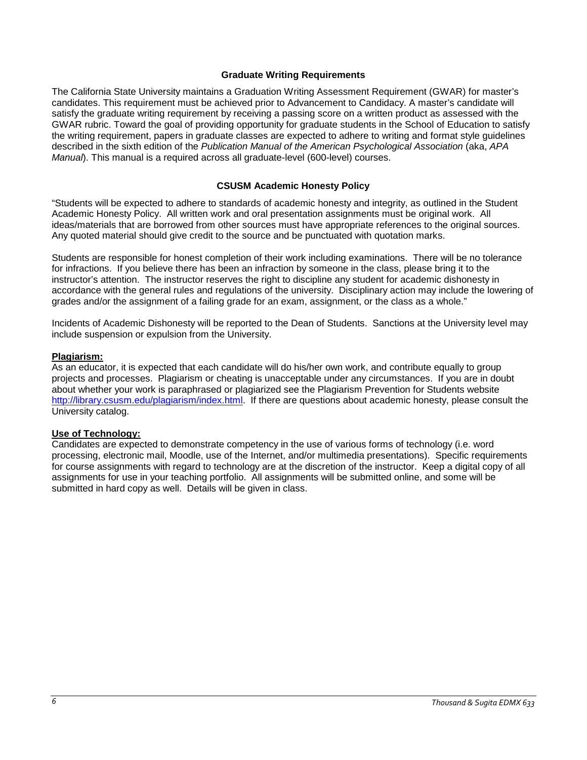### Graduate Writing Requirements

The California State University maintains a Graduation Writing Assessment Requirement (GWAR) for master's candidates. This requirement must be achieved prior to Advancement to Candidacy. A master's candidate will satisfy the graduate writing requirement by receiving a passing score on a written product as assessed with the GWAR rubric. Toward the goal of providing opportunity for graduate students in the School of Education to satisfy the writing requirement, papers in graduate classes are expected to adhere to writing and format style guidelines described in the sixth edition of the *Publication Manual of the American Psychological Association* (aka, *APA Manual*). This manual is a required across all graduate-level (600-level) courses.

### CSUSM Academic Honesty Policy

"Students will be expected to adhere to standards of academic honesty and integrity, as outlined in the Student Academic Honesty Policy. All written work and oral presentation assignments must be original work. All ideas/materials that are borrowed from other sources must have appropriate references to the original sources. Any quoted material should give credit to the source and be punctuated with quotation marks.

Students are responsible for honest completion of their work including examinations. There will be no tolerance for infractions. If you believe there has been an infraction by someone in the class, please bring it to the instructor's attention. The instructor reserves the right to discipline any student for academic dishonesty in accordance with the general rules and regulations of the university. Disciplinary action may include the lowering of grades and/or the assignment of a failing grade for an exam, assignment, or the class as a whole."

Incidents of Academic Dishonesty will be reported to the Dean of Students. Sanctions at the University level may include suspension or expulsion from the University.

**Plagiarism:**

As an educator, it is expected that each candidate will do his/her own work, and contribute equally to group projects and processes. Plagiarism or cheating is unacceptable under any circumstances. If you are in doubt about whether your work is paraphrased or plagiarized see the Plagiarism Prevention for Students website http://library.csusm.edu/plagiarism/index.html. If there are questions about academic honesty, please consult the University catalog.

**Use of Technology:**

Candidates are expected to demonstrate competency in the use of various forms of technology (i.e. word processing, electronic mail, Moodle, use of the Internet, and/or multimedia presentations). Specific requirements for course assignments with regard to technology are at the discretion of the instructor. Keep a digital copy of all assignments for use in your teaching portfolio. All assignments will be submitted online, and some will be submitted in hard copy as well. Details will be given in class.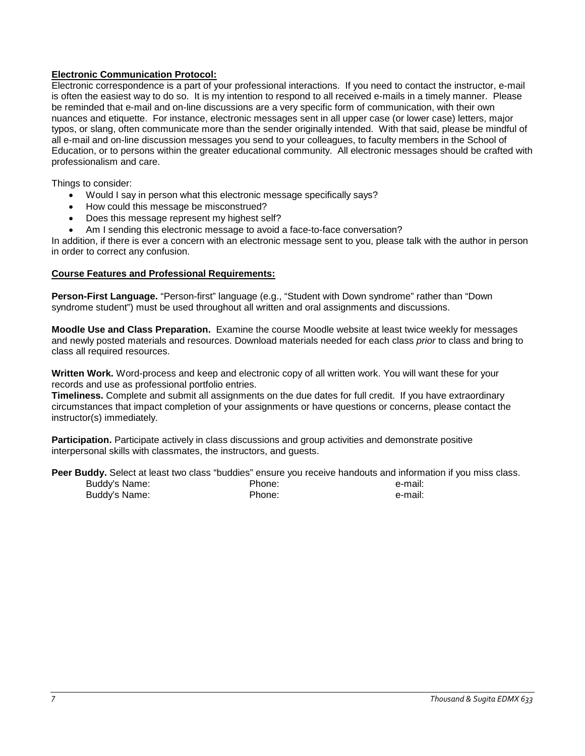**Electronic Communication Protocol:**

Electronic correspondence is a part of your professional interactions. If you need to contact the instructor, e-mail is often the easiest way to do so. It is my intention to respond to all received e-mails in a timely manner. Please be reminded that e-mail and on-line discussions are a very specific form of communication, with their own nuances and etiquette. For instance, electronic messages sent in all upper case (or lower case) letters, major typos, or slang, often communicate more than the sender originally intended. With that said, please be mindful of all e-mail and on-line discussion messages you send to your colleagues, to faculty members in the School of Education, or to persons within the greater educational community. All electronic messages should be crafted with professionalism and care.

Things to consider:

- Would I say in person what this electronic message specifically says?
- How could this message be misconstrued?
- Does this message represent my highest self?
- Am I sending this electronic message to avoid a face-to-face conversation?

In addition, if there is ever a concern with an electronic message sent to you, please talk with the author in person in order to correct any confusion.

**Course Features and Professional Requirements:**

**Person-First Language.** "Person-first" language (e.g., "Student with Down syndrome" rather than "Down syndrome student") must be used throughout all written and oral assignments and discussions.

**Moodle Use and Class Preparation.** Examine the course Moodle website at least twice weekly for messages and newly posted materials and resources. Download materials needed for each class *prior* to class and bring to class all required resources.

**Written Work.** Word-process and keep and electronic copy of all written work. You will want these for your records and use as professional portfolio entries.

**Timeliness.** Complete and submit all assignments on the due dates for full credit. If you have extraordinary circumstances that impact completion of your assignments or have questions or concerns, please contact the instructor(s) immediately.

**Participation.** Participate actively in class discussions and group activities and demonstrate positive interpersonal skills with classmates, the instructors, and guests.

**Peer Buddy.** Select at least two class "buddies" ensure you receive handouts and information if you miss class.

| Buddy's Name: | Phone: | e-mail: |
| --- | --- | --- |
| Buddy's Name: | Phone: | e-mail: |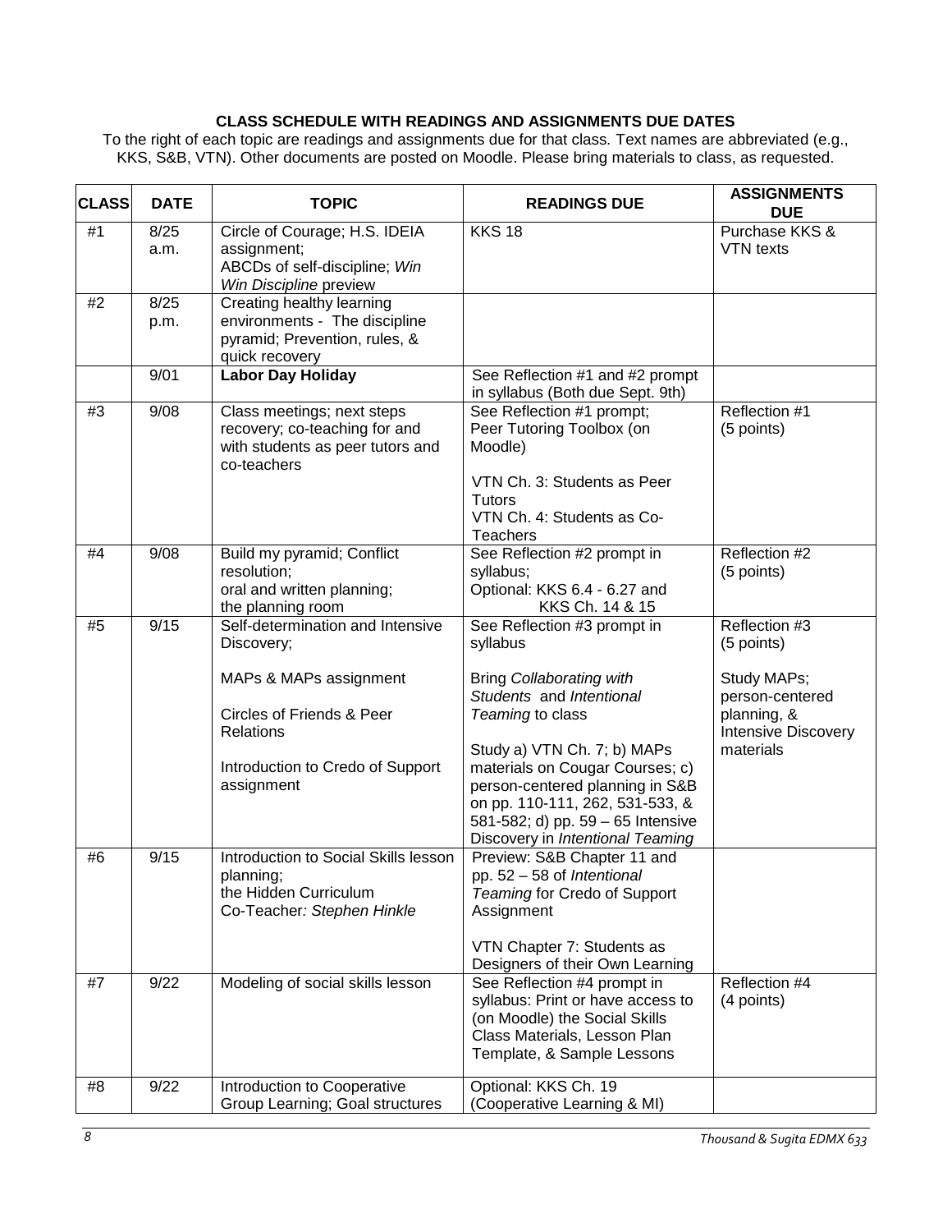**CLASS SCHEDULE WITH READINGS AND ASSIGNMENTS DUE DATES**

To the right of each topic are readings and assignments due for that class. Text names are abbreviated (e.g., KKS, S&B, VTN). Other documents are posted on Moodle. Please bring materials to class, as requested.

| CLASS | DATE | TOPIC | READINGS DUE | ASSIGNMENTS DUE |
|---|---|---|---|---|
| #1 | 8/25 a.m. | Circle of Courage; H.S. IDEIA assignment; ABCDs of self-discipline; *Win Win Discipline* preview | KKS 18 | Purchase KKS & VTN texts |
| #2 | 8/25 p.m. | Creating healthy learning environments - The discipline pyramid; Prevention, rules, & quick recovery | | |
| | 9/01 | **Labor Day Holiday** | See Reflection #1 and #2 prompt in syllabus (Both due Sept. 9th) | |
| #3 | 9/08 | Class meetings; next steps recovery; co-teaching for and with students as peer tutors and co-teachers | See Reflection #1 prompt; Peer Tutoring Toolbox (on Moodle)<br><br>VTN Ch. 3: Students as Peer Tutors<br>VTN Ch. 4: Students as Co-Teachers | Reflection #1 (5 points) |
| #4 | 9/08 | Build my pyramid; Conflict resolution; oral and written planning; the planning room | See Reflection #2 prompt in syllabus;<br>Optional: KKS 6.4 - 6.27 and KKS Ch. 14 & 15 | Reflection #2 (5 points) |
| #5 | 9/15 | Self-determination and Intensive Discovery;<br><br>MAPs & MAPs assignment<br><br>Circles of Friends & Peer Relations<br><br>Introduction to Credo of Support assignment | See Reflection #3 prompt in syllabus<br><br>Bring *Collaborating with Students* and *Intentional Teaming* to class<br><br>Study a) VTN Ch. 7; b) MAPs materials on Cougar Courses; c) person-centered planning in S&B on pp. 110-111, 262, 531-533, & 581-582; d) pp. 59 – 65 Intensive Discovery in *Intentional Teaming* | Reflection #3 (5 points)<br><br>Study MAPs; person-centered planning, & Intensive Discovery materials |
| #6 | 9/15 | Introduction to Social Skills lesson planning; the Hidden Curriculum<br>Co-Teacher*: Stephen Hinkle* | Preview: S&B Chapter 11 and pp. 52 – 58 of *Intentional Teaming* for Credo of Support Assignment<br><br>VTN Chapter 7: Students as Designers of their Own Learning | |
| #7 | 9/22 | Modeling of social skills lesson | See Reflection #4 prompt in syllabus: Print or have access to (on Moodle) the Social Skills Class Materials, Lesson Plan Template, & Sample Lessons | Reflection #4 (4 points) |
| #8 | 9/22 | Introduction to Cooperative Group Learning; Goal structures | Optional: KKS Ch. 19 (Cooperative Learning & MI) | |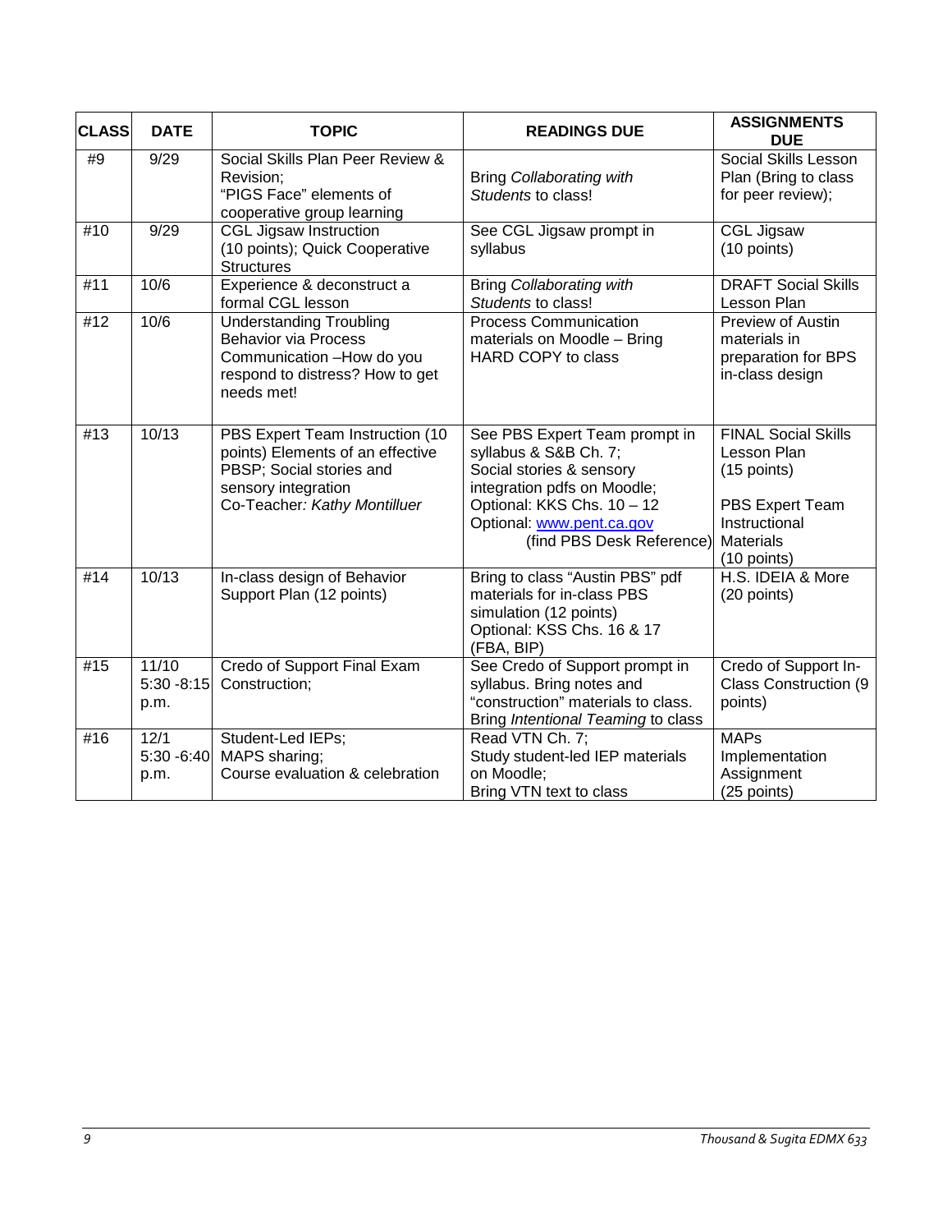| CLASS | DATE | TOPIC | READINGS DUE | ASSIGNMENTS DUE |
|---|---|---|---|---|
| #9 | 9/29 | Social Skills Plan Peer Review & Revision; "PIGS Face" elements of cooperative group learning | Bring *Collaborating with Students* to class! | Social Skills Lesson Plan (Bring to class for peer review); |
| #10 | 9/29 | CGL Jigsaw Instruction (10 points); Quick Cooperative Structures | See CGL Jigsaw prompt in syllabus | CGL Jigsaw (10 points) |
| #11 | 10/6 | Experience & deconstruct a formal CGL lesson | Bring *Collaborating with Students* to class! | DRAFT Social Skills Lesson Plan |
| #12 | 10/6 | Understanding Troubling Behavior via Process Communication –How do you respond to distress? How to get needs met! | Process Communication materials on Moodle – Bring HARD COPY to class | Preview of Austin materials in preparation for BPS in-class design |
| #13 | 10/13 | PBS Expert Team Instruction (10 points) Elements of an effective PBSP; Social stories and sensory integration Co-Teacher: *Kathy Montilluer* | See PBS Expert Team prompt in syllabus & S&B Ch. 7; Social stories & sensory integration pdfs on Moodle; Optional: KKS Chs. 10 – 12 Optional: www.pent.ca.gov (find PBS Desk Reference) | FINAL Social Skills Lesson Plan (15 points) PBS Expert Team Instructional Materials (10 points) |
| #14 | 10/13 | In-class design of Behavior Support Plan (12 points) | Bring to class "Austin PBS" pdf materials for in-class PBS simulation (12 points) Optional: KSS Chs. 16 & 17 (FBA, BIP) | H.S. IDEIA & More (20 points) |
| #15 | 11/10 5:30 -8:15 p.m. | Credo of Support Final Exam Construction; | See Credo of Support prompt in syllabus. Bring notes and "construction" materials to class. Bring *Intentional Teaming* to class | Credo of Support In-Class Construction (9 points) |
| #16 | 12/1 5:30 -6:40 p.m. | Student-Led IEPs; MAPS sharing; Course evaluation & celebration | Read VTN Ch. 7; Study student-led IEP materials on Moodle; Bring VTN text to class | MAPs Implementation Assignment (25 points) |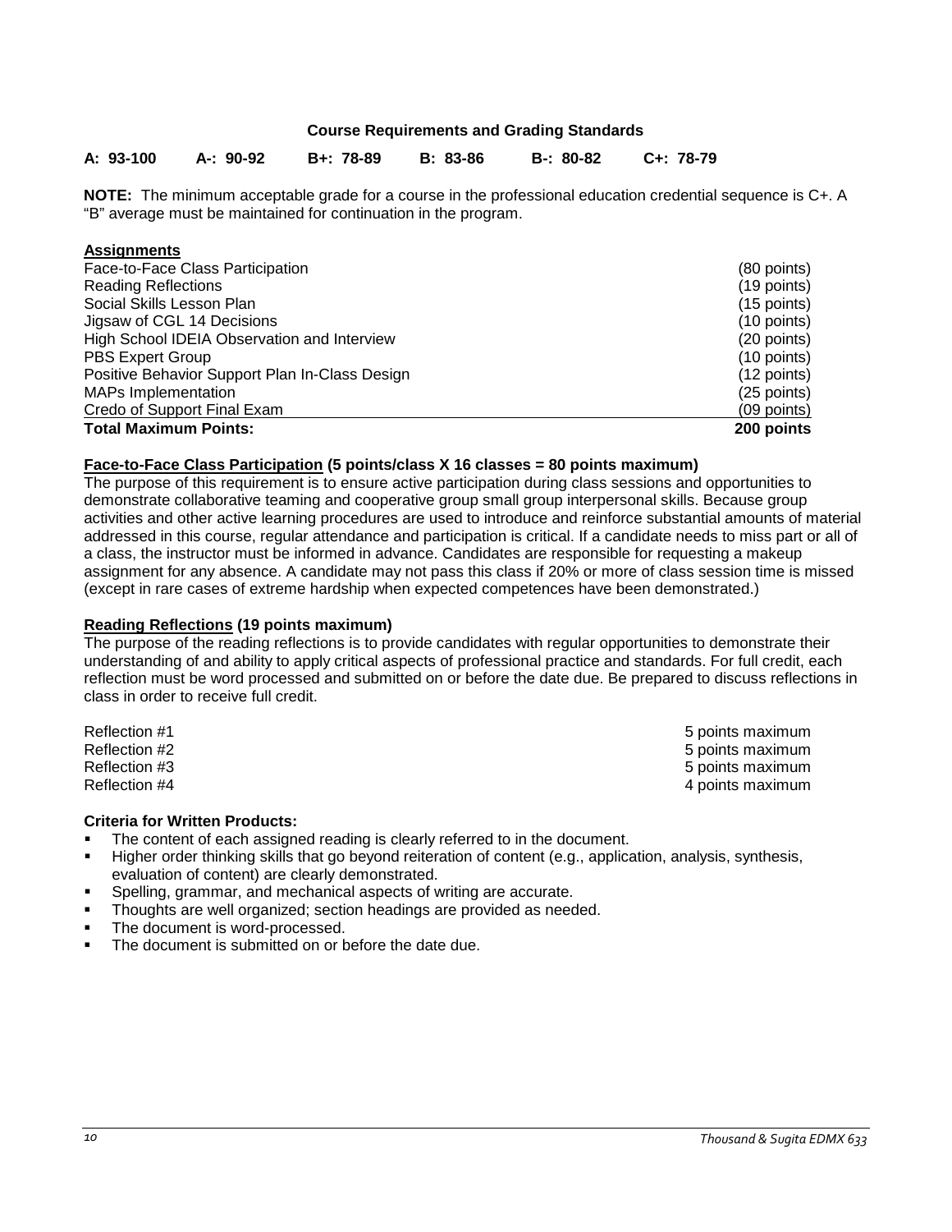### Course Requirements and Grading Standards

**A: 93-100 A-: 90-92 B+: 78-89 B: 83-86 B-: 80-82 C+: 78-79**

**NOTE:** The minimum acceptable grade for a course in the professional education credential sequence is C+. A "B" average must be maintained for continuation in the program.

**Assignments**

| Assignment | Points |
|---|---|
| Face-to-Face Class Participation | (80 points) |
| Reading Reflections | (19 points) |
| Social Skills Lesson Plan | (15 points) |
| Jigsaw of CGL 14 Decisions | (10 points) |
| High School IDEIA Observation and Interview | (20 points) |
| PBS Expert Group | (10 points) |
| Positive Behavior Support Plan In-Class Design | (12 points) |
| MAPs Implementation | (25 points) |
| Credo of Support Final Exam | (09 points) |
| **Total Maximum Points:** | **200 points** |

**Face-to-Face Class Participation (5 points/class X 16 classes = 80 points maximum)**

The purpose of this requirement is to ensure active participation during class sessions and opportunities to demonstrate collaborative teaming and cooperative group small group interpersonal skills. Because group activities and other active learning procedures are used to introduce and reinforce substantial amounts of material addressed in this course, regular attendance and participation is critical. If a candidate needs to miss part or all of a class, the instructor must be informed in advance. Candidates are responsible for requesting a makeup assignment for any absence. A candidate may not pass this class if 20% or more of class session time is missed (except in rare cases of extreme hardship when expected competences have been demonstrated.)

**Reading Reflections (19 points maximum)**

The purpose of the reading reflections is to provide candidates with regular opportunities to demonstrate their understanding of and ability to apply critical aspects of professional practice and standards. For full credit, each reflection must be word processed and submitted on or before the date due. Be prepared to discuss reflections in class in order to receive full credit.

| Reflection | Points |
|---|---|
| Reflection #1 | 5 points maximum |
| Reflection #2 | 5 points maximum |
| Reflection #3 | 5 points maximum |
| Reflection #4 | 4 points maximum |

**Criteria for Written Products:**

- The content of each assigned reading is clearly referred to in the document.
- Higher order thinking skills that go beyond reiteration of content (e.g., application, analysis, synthesis, evaluation of content) are clearly demonstrated.
- Spelling, grammar, and mechanical aspects of writing are accurate.
- Thoughts are well organized; section headings are provided as needed.
- The document is word-processed.
- The document is submitted on or before the date due.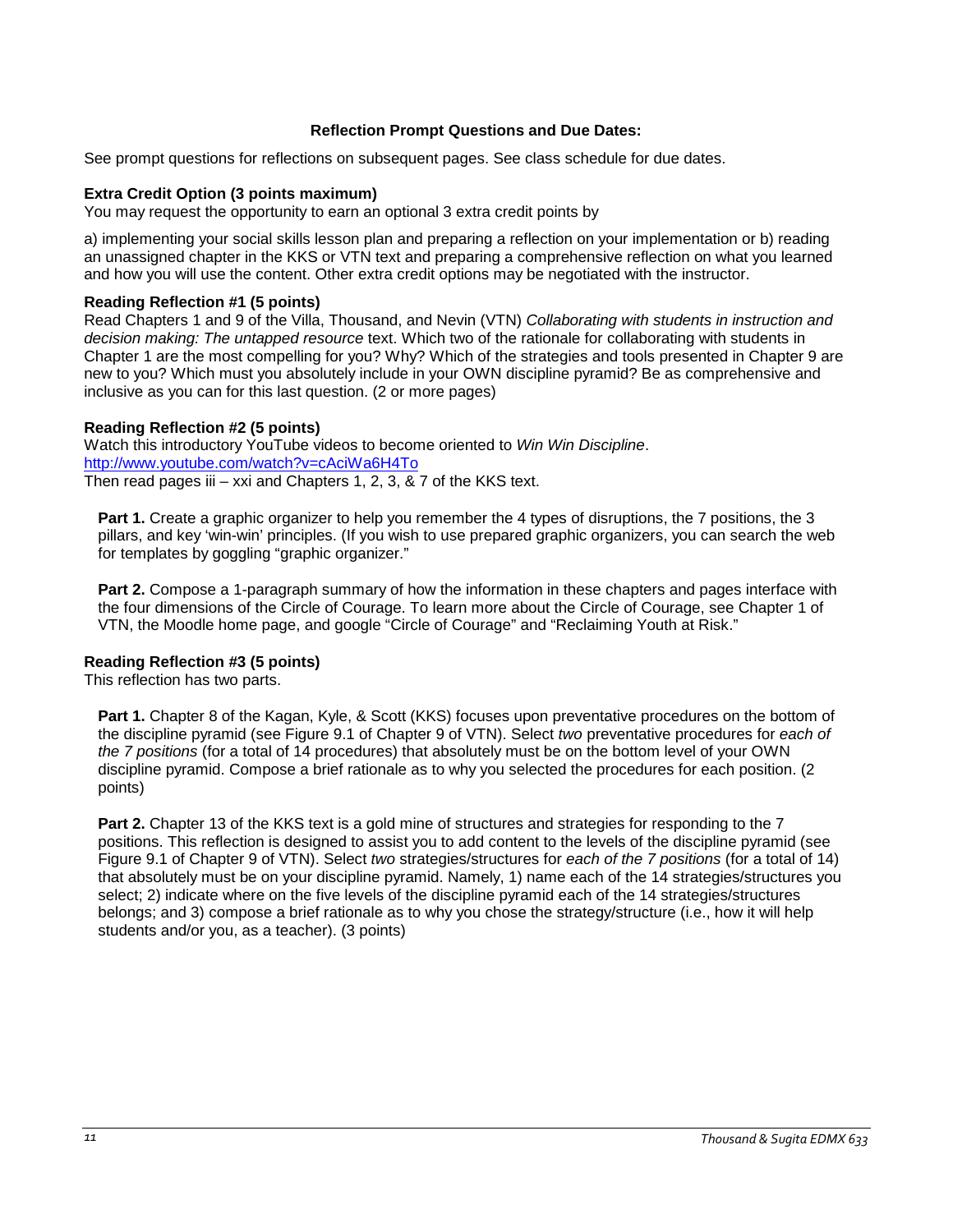### Reflection Prompt Questions and Due Dates:

See prompt questions for reflections on subsequent pages. See class schedule for due dates.

**Extra Credit Option (3 points maximum)**

You may request the opportunity to earn an optional 3 extra credit points by

a) implementing your social skills lesson plan and preparing a reflection on your implementation or b) reading an unassigned chapter in the KKS or VTN text and preparing a comprehensive reflection on what you learned and how you will use the content. Other extra credit options may be negotiated with the instructor.

**Reading Reflection #1 (5 points)**

Read Chapters 1 and 9 of the Villa, Thousand, and Nevin (VTN) *Collaborating with students in instruction and decision making: The untapped resource* text. Which two of the rationale for collaborating with students in Chapter 1 are the most compelling for you? Why? Which of the strategies and tools presented in Chapter 9 are new to you? Which must you absolutely include in your OWN discipline pyramid? Be as comprehensive and inclusive as you can for this last question. (2 or more pages)

**Reading Reflection #2 (5 points)**

Watch this introductory YouTube videos to become oriented to *Win Win Discipline*.
http://www.youtube.com/watch?v=cAciWa6H4To
Then read pages iii – xxi and Chapters 1, 2, 3, & 7 of the KKS text.

**Part 1.** Create a graphic organizer to help you remember the 4 types of disruptions, the 7 positions, the 3 pillars, and key 'win-win' principles. (If you wish to use prepared graphic organizers, you can search the web for templates by goggling "graphic organizer."

**Part 2.** Compose a 1-paragraph summary of how the information in these chapters and pages interface with the four dimensions of the Circle of Courage. To learn more about the Circle of Courage, see Chapter 1 of VTN, the Moodle home page, and google "Circle of Courage" and "Reclaiming Youth at Risk."

**Reading Reflection #3 (5 points)**

This reflection has two parts.

**Part 1.** Chapter 8 of the Kagan, Kyle, & Scott (KKS) focuses upon preventative procedures on the bottom of the discipline pyramid (see Figure 9.1 of Chapter 9 of VTN). Select *two* preventative procedures for *each of the 7 positions* (for a total of 14 procedures) that absolutely must be on the bottom level of your OWN discipline pyramid. Compose a brief rationale as to why you selected the procedures for each position. (2 points)

**Part 2.** Chapter 13 of the KKS text is a gold mine of structures and strategies for responding to the 7 positions. This reflection is designed to assist you to add content to the levels of the discipline pyramid (see Figure 9.1 of Chapter 9 of VTN). Select *two* strategies/structures for *each of the 7 positions* (for a total of 14) that absolutely must be on your discipline pyramid. Namely, 1) name each of the 14 strategies/structures you select; 2) indicate where on the five levels of the discipline pyramid each of the 14 strategies/structures belongs; and 3) compose a brief rationale as to why you chose the strategy/structure (i.e., how it will help students and/or you, as a teacher). (3 points)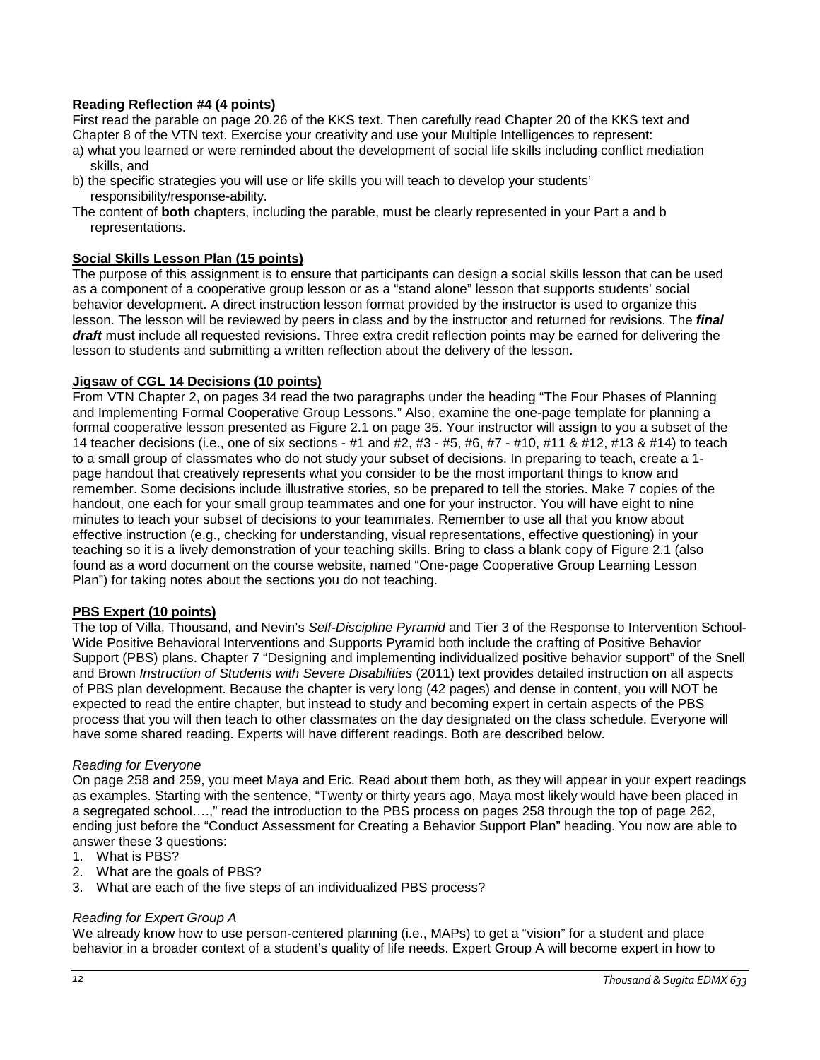**Reading Reflection #4 (4 points)**

First read the parable on page 20.26 of the KKS text. Then carefully read Chapter 20 of the KKS text and Chapter 8 of the VTN text. Exercise your creativity and use your Multiple Intelligences to represent:

a) what you learned or were reminded about the development of social life skills including conflict mediation skills, and
b) the specific strategies you will use or life skills you will teach to develop your students' responsibility/response-ability.

The content of **both** chapters, including the parable, must be clearly represented in your Part a and b representations.

**Social Skills Lesson Plan (15 points)**

The purpose of this assignment is to ensure that participants can design a social skills lesson that can be used as a component of a cooperative group lesson or as a "stand alone" lesson that supports students' social behavior development. A direct instruction lesson format provided by the instructor is used to organize this lesson. The lesson will be reviewed by peers in class and by the instructor and returned for revisions. The ***final draft*** must include all requested revisions. Three extra credit reflection points may be earned for delivering the lesson to students and submitting a written reflection about the delivery of the lesson.

**Jigsaw of CGL 14 Decisions (10 points)**

From VTN Chapter 2, on pages 34 read the two paragraphs under the heading "The Four Phases of Planning and Implementing Formal Cooperative Group Lessons." Also, examine the one-page template for planning a formal cooperative lesson presented as Figure 2.1 on page 35. Your instructor will assign to you a subset of the 14 teacher decisions (i.e., one of six sections - #1 and #2, #3 - #5, #6, #7 - #10, #11 & #12, #13 & #14) to teach to a small group of classmates who do not study your subset of decisions. In preparing to teach, create a 1-page handout that creatively represents what you consider to be the most important things to know and remember. Some decisions include illustrative stories, so be prepared to tell the stories. Make 7 copies of the handout, one each for your small group teammates and one for your instructor. You will have eight to nine minutes to teach your subset of decisions to your teammates. Remember to use all that you know about effective instruction (e.g., checking for understanding, visual representations, effective questioning) in your teaching so it is a lively demonstration of your teaching skills. Bring to class a blank copy of Figure 2.1 (also found as a word document on the course website, named "One-page Cooperative Group Learning Lesson Plan") for taking notes about the sections you do not teaching.

**PBS Expert (10 points)**

The top of Villa, Thousand, and Nevin's *Self-Discipline Pyramid* and Tier 3 of the Response to Intervention School-Wide Positive Behavioral Interventions and Supports Pyramid both include the crafting of Positive Behavior Support (PBS) plans. Chapter 7 "Designing and implementing individualized positive behavior support" of the Snell and Brown *Instruction of Students with Severe Disabilities* (2011) text provides detailed instruction on all aspects of PBS plan development. Because the chapter is very long (42 pages) and dense in content, you will NOT be expected to read the entire chapter, but instead to study and becoming expert in certain aspects of the PBS process that you will then teach to other classmates on the day designated on the class schedule. Everyone will have some shared reading. Experts will have different readings. Both are described below.

*Reading for Everyone*

On page 258 and 259, you meet Maya and Eric. Read about them both, as they will appear in your expert readings as examples. Starting with the sentence, "Twenty or thirty years ago, Maya most likely would have been placed in a segregated school….," read the introduction to the PBS process on pages 258 through the top of page 262, ending just before the "Conduct Assessment for Creating a Behavior Support Plan" heading. You now are able to answer these 3 questions:

1. What is PBS?
2. What are the goals of PBS?
3. What are each of the five steps of an individualized PBS process?

*Reading for Expert Group A*

We already know how to use person-centered planning (i.e., MAPs) to get a "vision" for a student and place behavior in a broader context of a student's quality of life needs. Expert Group A will become expert in how to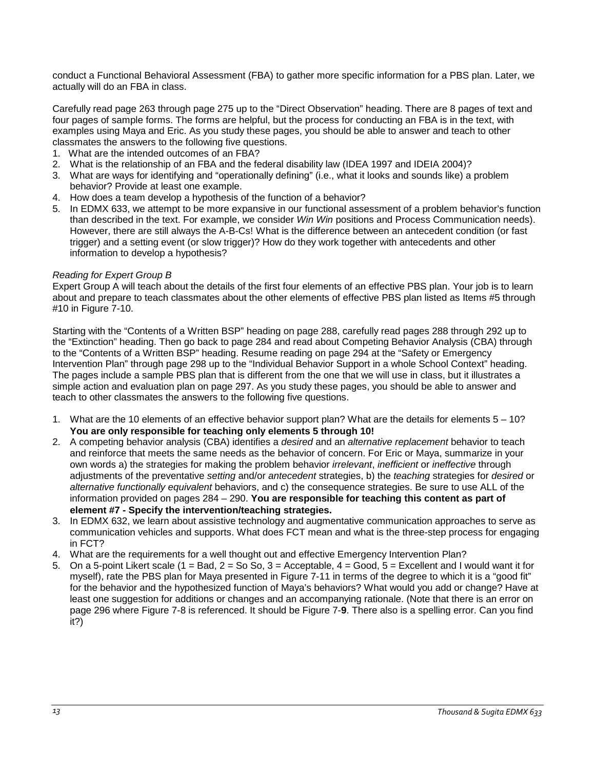conduct a Functional Behavioral Assessment (FBA) to gather more specific information for a PBS plan. Later, we actually will do an FBA in class.

Carefully read page 263 through page 275 up to the "Direct Observation" heading. There are 8 pages of text and four pages of sample forms. The forms are helpful, but the process for conducting an FBA is in the text, with examples using Maya and Eric. As you study these pages, you should be able to answer and teach to other classmates the answers to the following five questions.

1. What are the intended outcomes of an FBA?
2. What is the relationship of an FBA and the federal disability law (IDEA 1997 and IDEIA 2004)?
3. What are ways for identifying and "operationally defining" (i.e., what it looks and sounds like) a problem behavior? Provide at least one example.
4. How does a team develop a hypothesis of the function of a behavior?
5. In EDMX 633, we attempt to be more expansive in our functional assessment of a problem behavior's function than described in the text. For example, we consider *Win Win* positions and Process Communication needs). However, there are still always the A-B-Cs! What is the difference between an antecedent condition (or fast trigger) and a setting event (or slow trigger)? How do they work together with antecedents and other information to develop a hypothesis?

*Reading for Expert Group B*

Expert Group A will teach about the details of the first four elements of an effective PBS plan. Your job is to learn about and prepare to teach classmates about the other elements of effective PBS plan listed as Items #5 through #10 in Figure 7-10.

Starting with the "Contents of a Written BSP" heading on page 288, carefully read pages 288 through 292 up to the "Extinction" heading. Then go back to page 284 and read about Competing Behavior Analysis (CBA) through to the "Contents of a Written BSP" heading. Resume reading on page 294 at the "Safety or Emergency Intervention Plan" through page 298 up to the "Individual Behavior Support in a whole School Context" heading. The pages include a sample PBS plan that is different from the one that we will use in class, but it illustrates a simple action and evaluation plan on page 297. As you study these pages, you should be able to answer and teach to other classmates the answers to the following five questions.

1. What are the 10 elements of an effective behavior support plan? What are the details for elements 5 – 10? **You are only responsible for teaching only elements 5 through 10!**
2. A competing behavior analysis (CBA) identifies a *desired* and an *alternative replacement* behavior to teach and reinforce that meets the same needs as the behavior of concern. For Eric or Maya, summarize in your own words a) the strategies for making the problem behavior *irrelevant*, *inefficient* or *ineffective* through adjustments of the preventative *setting* and/or *antecedent* strategies, b) the *teaching* strategies for *desired* or *alternative functionally equivalent* behaviors, and c) the consequence strategies. Be sure to use ALL of the information provided on pages 284 – 290. **You are responsible for teaching this content as part of element #7 - Specify the intervention/teaching strategies.**
3. In EDMX 632, we learn about assistive technology and augmentative communication approaches to serve as communication vehicles and supports. What does FCT mean and what is the three-step process for engaging in FCT?
4. What are the requirements for a well thought out and effective Emergency Intervention Plan?
5. On a 5-point Likert scale (1 = Bad, 2 = So So, 3 = Acceptable, 4 = Good, 5 = Excellent and I would want it for myself), rate the PBS plan for Maya presented in Figure 7-11 in terms of the degree to which it is a "good fit" for the behavior and the hypothesized function of Maya's behaviors? What would you add or change? Have at least one suggestion for additions or changes and an accompanying rationale. (Note that there is an error on page 296 where Figure 7-8 is referenced. It should be Figure 7-**9**. There also is a spelling error. Can you find it?)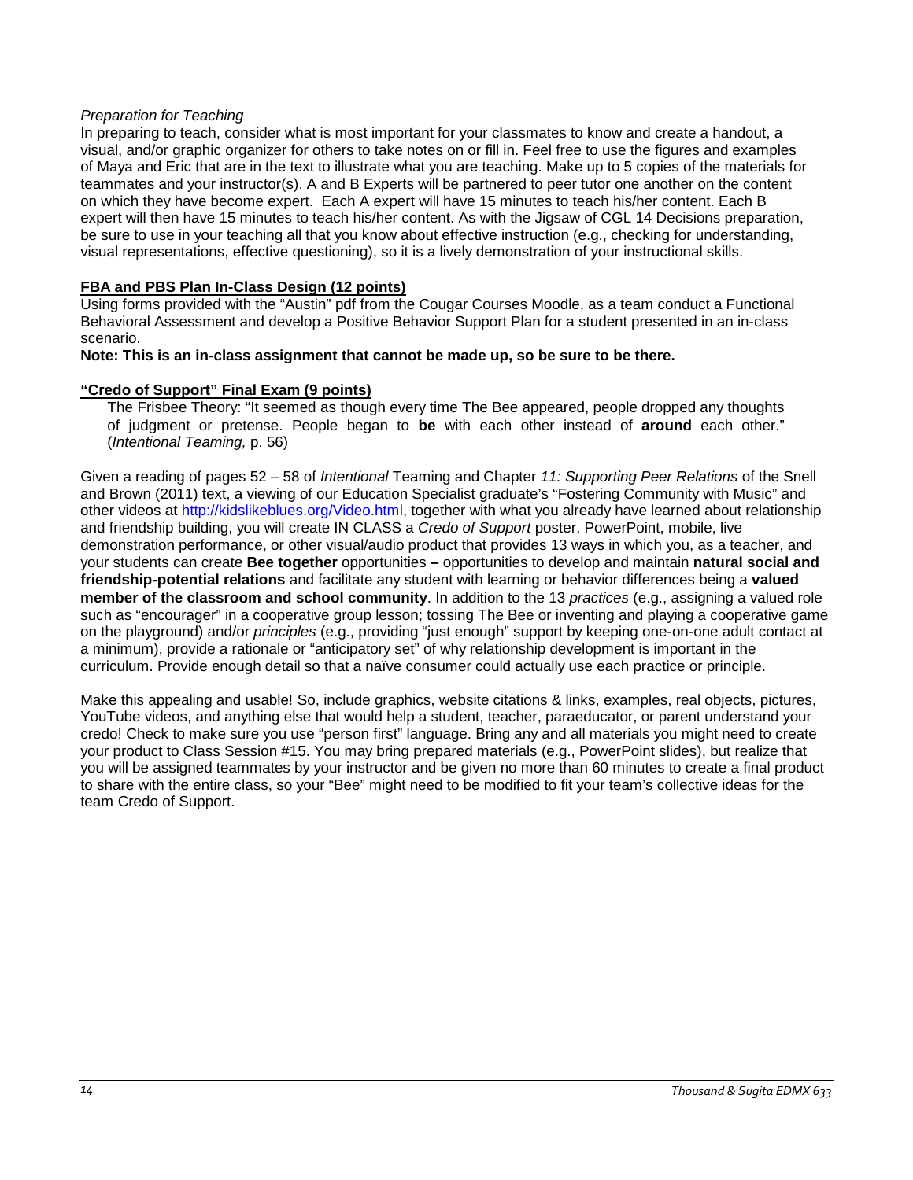*Preparation for Teaching*
In preparing to teach, consider what is most important for your classmates to know and create a handout, a visual, and/or graphic organizer for others to take notes on or fill in. Feel free to use the figures and examples of Maya and Eric that are in the text to illustrate what you are teaching. Make up to 5 copies of the materials for teammates and your instructor(s). A and B Experts will be partnered to peer tutor one another on the content on which they have become expert. Each A expert will have 15 minutes to teach his/her content. Each B expert will then have 15 minutes to teach his/her content. As with the Jigsaw of CGL 14 Decisions preparation, be sure to use in your teaching all that you know about effective instruction (e.g., checking for understanding, visual representations, effective questioning), so it is a lively demonstration of your instructional skills.

**FBA and PBS Plan In-Class Design (12 points)**
Using forms provided with the "Austin" pdf from the Cougar Courses Moodle, as a team conduct a Functional Behavioral Assessment and develop a Positive Behavior Support Plan for a student presented in an in-class scenario.
**Note: This is an in-class assignment that cannot be made up, so be sure to be there.**

**"Credo of Support" Final Exam (9 points)**

> The Frisbee Theory: "It seemed as though every time The Bee appeared, people dropped any thoughts of judgment or pretense. People began to **be** with each other instead of **around** each other." (*Intentional Teaming,* p. 56)

Given a reading of pages 52 – 58 of *Intentional* Teaming and Chapter *11: Supporting Peer Relations* of the Snell and Brown (2011) text, a viewing of our Education Specialist graduate's "Fostering Community with Music" and other videos at http://kidslikeblues.org/Video.html, together with what you already have learned about relationship and friendship building, you will create IN CLASS a *Credo of Support* poster, PowerPoint, mobile, live demonstration performance, or other visual/audio product that provides 13 ways in which you, as a teacher, and your students can create **Bee together** opportunities **–** opportunities to develop and maintain **natural social and friendship-potential relations** and facilitate any student with learning or behavior differences being a **valued member of the classroom and school community**. In addition to the 13 *practices* (e.g., assigning a valued role such as "encourager" in a cooperative group lesson; tossing The Bee or inventing and playing a cooperative game on the playground) and/or *principles* (e.g., providing "just enough" support by keeping one-on-one adult contact at a minimum), provide a rationale or "anticipatory set" of why relationship development is important in the curriculum. Provide enough detail so that a naïve consumer could actually use each practice or principle.

Make this appealing and usable! So, include graphics, website citations & links, examples, real objects, pictures, YouTube videos, and anything else that would help a student, teacher, paraeducator, or parent understand your credo! Check to make sure you use "person first" language. Bring any and all materials you might need to create your product to Class Session #15. You may bring prepared materials (e.g., PowerPoint slides), but realize that you will be assigned teammates by your instructor and be given no more than 60 minutes to create a final product to share with the entire class, so your "Bee" might need to be modified to fit your team's collective ideas for the team Credo of Support.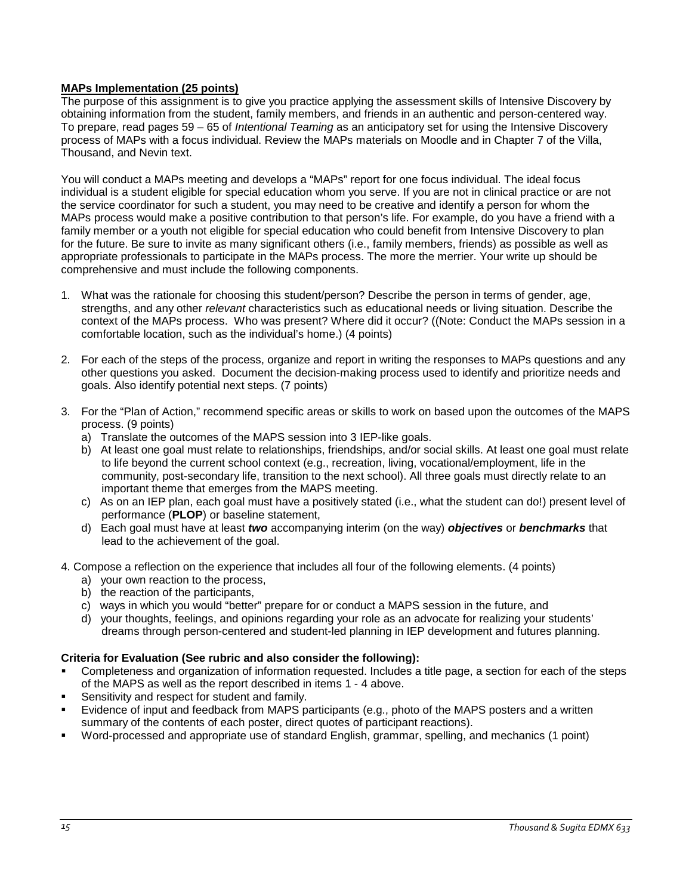**<u>MAPs Implementation (25 points)</u>**

The purpose of this assignment is to give you practice applying the assessment skills of Intensive Discovery by obtaining information from the student, family members, and friends in an authentic and person-centered way. To prepare, read pages 59 – 65 of *Intentional Teaming* as an anticipatory set for using the Intensive Discovery process of MAPs with a focus individual. Review the MAPs materials on Moodle and in Chapter 7 of the Villa, Thousand, and Nevin text.

You will conduct a MAPs meeting and develops a "MAPs" report for one focus individual. The ideal focus individual is a student eligible for special education whom you serve. If you are not in clinical practice or are not the service coordinator for such a student, you may need to be creative and identify a person for whom the MAPs process would make a positive contribution to that person's life. For example, do you have a friend with a family member or a youth not eligible for special education who could benefit from Intensive Discovery to plan for the future. Be sure to invite as many significant others (i.e., family members, friends) as possible as well as appropriate professionals to participate in the MAPs process. The more the merrier. Your write up should be comprehensive and must include the following components.

1. What was the rationale for choosing this student/person? Describe the person in terms of gender, age, strengths, and any other *relevant* characteristics such as educational needs or living situation. Describe the context of the MAPs process. Who was present? Where did it occur? ((Note: Conduct the MAPs session in a comfortable location, such as the individual's home.) (4 points)

2. For each of the steps of the process, organize and report in writing the responses to MAPs questions and any other questions you asked. Document the decision-making process used to identify and prioritize needs and goals. Also identify potential next steps. (7 points)

3. For the "Plan of Action," recommend specific areas or skills to work on based upon the outcomes of the MAPS process. (9 points)
   a) Translate the outcomes of the MAPS session into 3 IEP-like goals.
   b) At least one goal must relate to relationships, friendships, and/or social skills. At least one goal must relate to life beyond the current school context (e.g., recreation, living, vocational/employment, life in the community, post-secondary life, transition to the next school). All three goals must directly relate to an important theme that emerges from the MAPS meeting.
   c) As on an IEP plan, each goal must have a positively stated (i.e., what the student can do!) present level of performance (**PLOP**) or baseline statement,
   d) Each goal must have at least ***two*** accompanying interim (on the way) ***objectives*** or ***benchmarks*** that lead to the achievement of the goal.

4. Compose a reflection on the experience that includes all four of the following elements. (4 points)
   a) your own reaction to the process,
   b) the reaction of the participants,
   c) ways in which you would "better" prepare for or conduct a MAPS session in the future, and
   d) your thoughts, feelings, and opinions regarding your role as an advocate for realizing your students' dreams through person-centered and student-led planning in IEP development and futures planning.

**Criteria for Evaluation (See rubric and also consider the following):**

- Completeness and organization of information requested. Includes a title page, a section for each of the steps of the MAPS as well as the report described in items 1 - 4 above.
- Sensitivity and respect for student and family.
- Evidence of input and feedback from MAPS participants (e.g., photo of the MAPS posters and a written summary of the contents of each poster, direct quotes of participant reactions).
- Word-processed and appropriate use of standard English, grammar, spelling, and mechanics (1 point)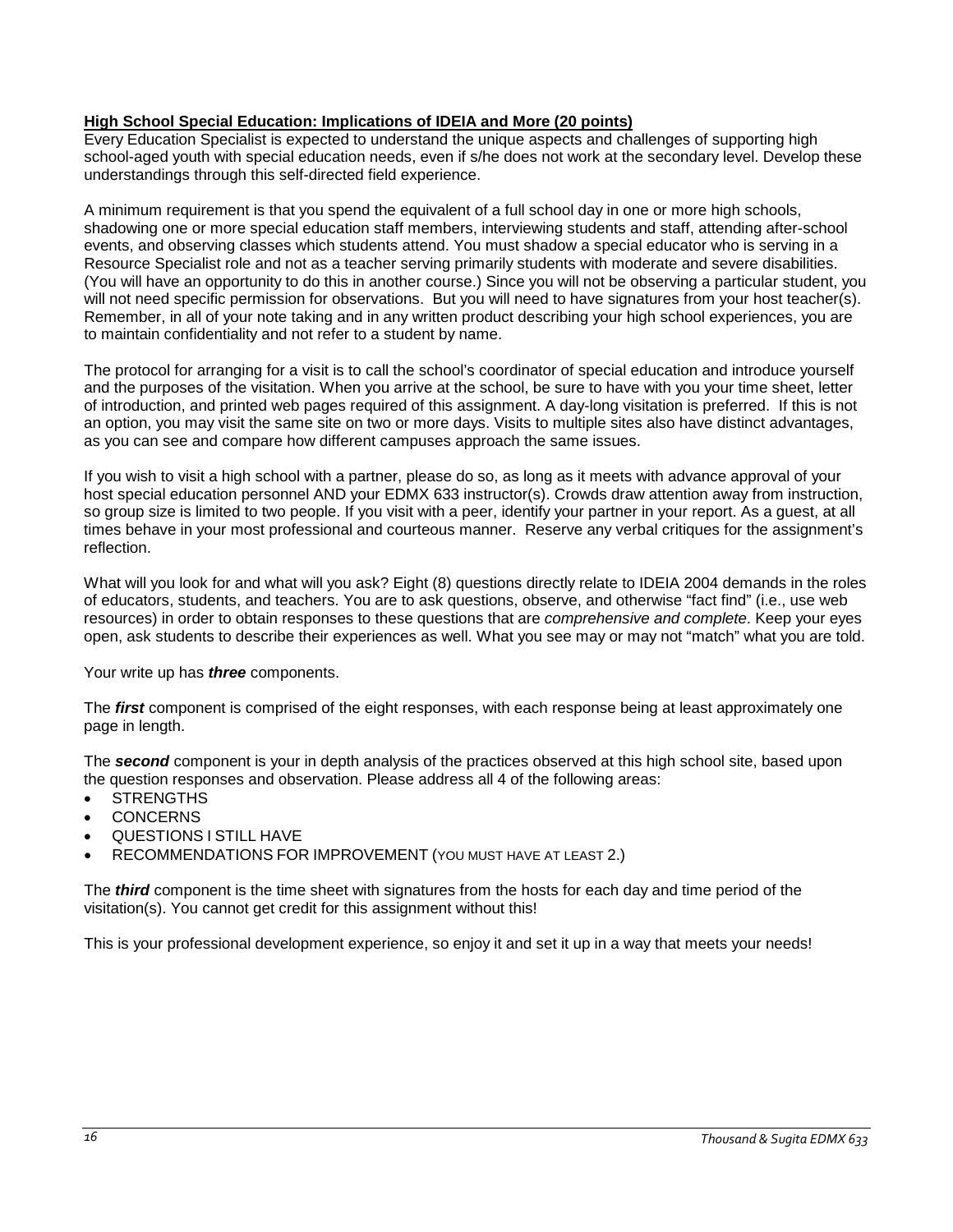**High School Special Education: Implications of IDEIA and More (20 points)**

Every Education Specialist is expected to understand the unique aspects and challenges of supporting high school-aged youth with special education needs, even if s/he does not work at the secondary level. Develop these understandings through this self-directed field experience.

A minimum requirement is that you spend the equivalent of a full school day in one or more high schools, shadowing one or more special education staff members, interviewing students and staff, attending after-school events, and observing classes which students attend. You must shadow a special educator who is serving in a Resource Specialist role and not as a teacher serving primarily students with moderate and severe disabilities. (You will have an opportunity to do this in another course.) Since you will not be observing a particular student, you will not need specific permission for observations. But you will need to have signatures from your host teacher(s). Remember, in all of your note taking and in any written product describing your high school experiences, you are to maintain confidentiality and not refer to a student by name.

The protocol for arranging for a visit is to call the school's coordinator of special education and introduce yourself and the purposes of the visitation. When you arrive at the school, be sure to have with you your time sheet, letter of introduction, and printed web pages required of this assignment. A day-long visitation is preferred. If this is not an option, you may visit the same site on two or more days. Visits to multiple sites also have distinct advantages, as you can see and compare how different campuses approach the same issues.

If you wish to visit a high school with a partner, please do so, as long as it meets with advance approval of your host special education personnel AND your EDMX 633 instructor(s). Crowds draw attention away from instruction, so group size is limited to two people. If you visit with a peer, identify your partner in your report. As a guest, at all times behave in your most professional and courteous manner. Reserve any verbal critiques for the assignment's reflection.

What will you look for and what will you ask? Eight (8) questions directly relate to IDEIA 2004 demands in the roles of educators, students, and teachers. You are to ask questions, observe, and otherwise "fact find" (i.e., use web resources) in order to obtain responses to these questions that are *comprehensive and complete*. Keep your eyes open, ask students to describe their experiences as well. What you see may or may not "match" what you are told.

Your write up has ***three*** components.

The ***first*** component is comprised of the eight responses, with each response being at least approximately one page in length.

The ***second*** component is your in depth analysis of the practices observed at this high school site, based upon the question responses and observation. Please address all 4 of the following areas:

- STRENGTHS
- CONCERNS
- QUESTIONS I STILL HAVE
- RECOMMENDATIONS FOR IMPROVEMENT (YOU MUST HAVE AT LEAST 2.)

The ***third*** component is the time sheet with signatures from the hosts for each day and time period of the visitation(s). You cannot get credit for this assignment without this!

This is your professional development experience, so enjoy it and set it up in a way that meets your needs!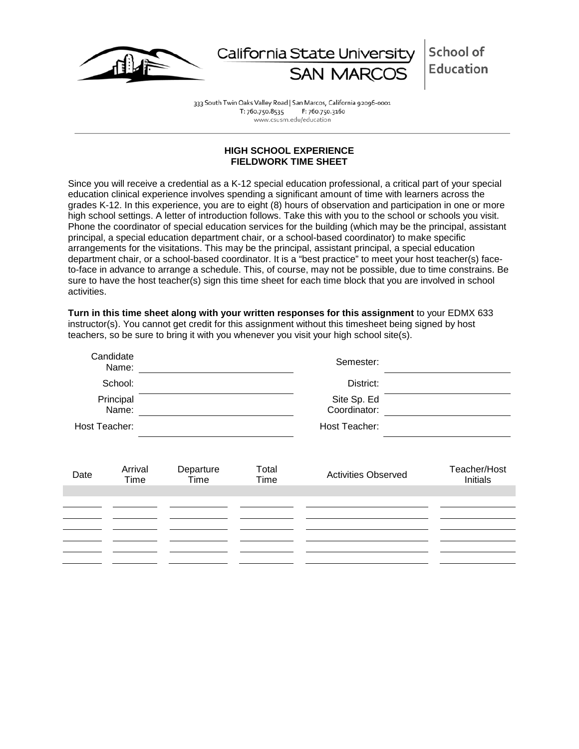California State University SAN MARCOS | School of Education

333 South Twin Oaks Valley Road | San Marcos, California 92096-0001
T: 760.750.8535 F: 760.750.3160
www.csusm.edu/education

---

**HIGH SCHOOL EXPERIENCE**
**FIELDWORK TIME SHEET**

Since you will receive a credential as a K-12 special education professional, a critical part of your special education clinical experience involves spending a significant amount of time with learners across the grades K-12. In this experience, you are to eight (8) hours of observation and participation in one or more high school settings. A letter of introduction follows. Take this with you to the school or schools you visit. Phone the coordinator of special education services for the building (which may be the principal, assistant principal, a special education department chair, or a school-based coordinator) to make specific arrangements for the visitations. This may be the principal, assistant principal, a special education department chair, or a school-based coordinator. It is a "best practice" to meet your host teacher(s) face-to-face in advance to arrange a schedule. This, of course, may not be possible, due to time constrains. Be sure to have the host teacher(s) sign this time sheet for each time block that you are involved in school activities.

**Turn in this time sheet along with your written responses for this assignment** to your EDMX 633 instructor(s). You cannot get credit for this assignment without this timesheet being signed by host teachers, so be sure to bring it with you whenever you visit your high school site(s).

Candidate Name: ______________________ Semester: ______________________

School: ______________________ District: ______________________

Principal Name: ______________________ Site Sp. Ed Coordinator: ______________________

Host Teacher: ______________________ Host Teacher: ______________________

| Date | Arrival Time | Departure Time | Total Time | Activities Observed | Teacher/Host Initials |
|---|---|---|---|---|---|
| | | | | | |
| | | | | | |
| | | | | | |
| | | | | | |
| | | | | | |
| | | | | | |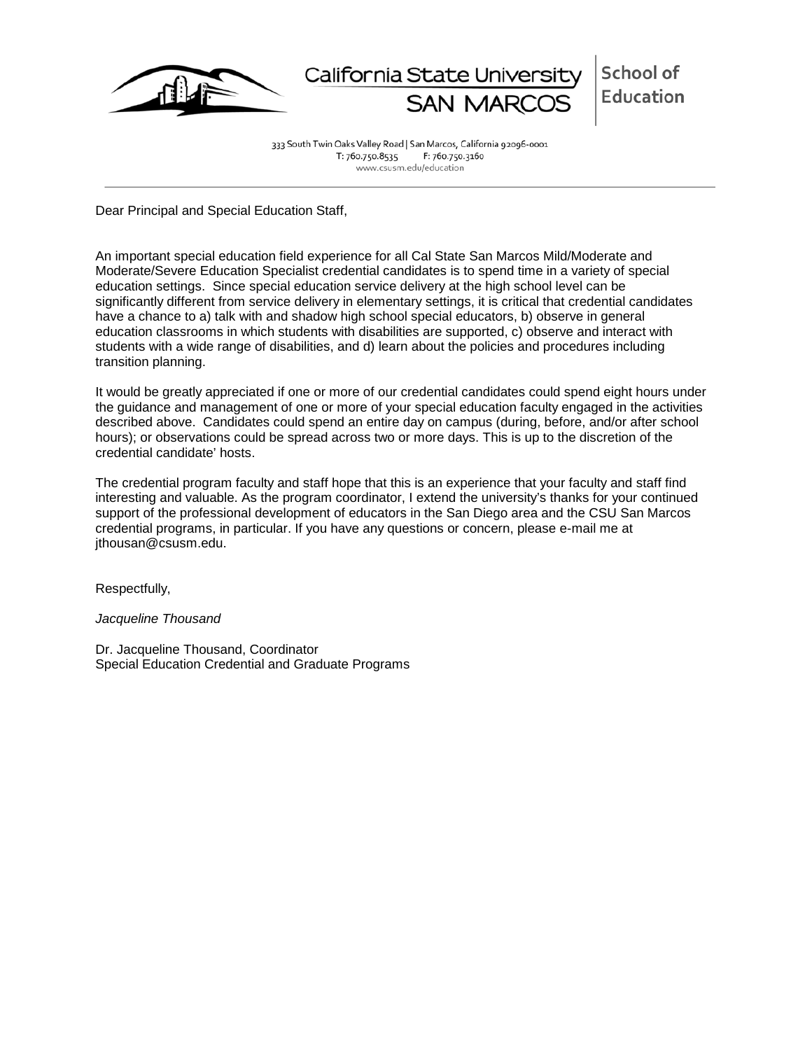California State University SAN MARCOS | School of Education

333 South Twin Oaks Valley Road | San Marcos, California 92096-0001
T: 760.750.8535 F: 760.750.3160
www.csusm.edu/education

---

Dear Principal and Special Education Staff,

An important special education field experience for all Cal State San Marcos Mild/Moderate and Moderate/Severe Education Specialist credential candidates is to spend time in a variety of special education settings. Since special education service delivery at the high school level can be significantly different from service delivery in elementary settings, it is critical that credential candidates have a chance to a) talk with and shadow high school special educators, b) observe in general education classrooms in which students with disabilities are supported, c) observe and interact with students with a wide range of disabilities, and d) learn about the policies and procedures including transition planning.

It would be greatly appreciated if one or more of our credential candidates could spend eight hours under the guidance and management of one or more of your special education faculty engaged in the activities described above. Candidates could spend an entire day on campus (during, before, and/or after school hours); or observations could be spread across two or more days. This is up to the discretion of the credential candidate' hosts.

The credential program faculty and staff hope that this is an experience that your faculty and staff find interesting and valuable. As the program coordinator, I extend the university's thanks for your continued support of the professional development of educators in the San Diego area and the CSU San Marcos credential programs, in particular. If you have any questions or concern, please e-mail me at jthousan@csusm.edu.

Respectfully,

*Jacqueline Thousand*

Dr. Jacqueline Thousand, Coordinator
Special Education Credential and Graduate Programs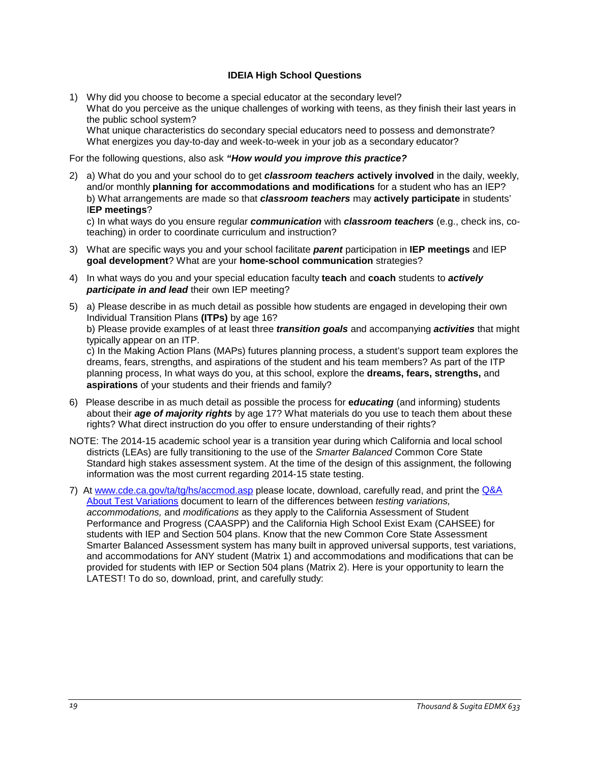**IDEIA High School Questions**

1) Why did you choose to become a special educator at the secondary level?
   What do you perceive as the unique challenges of working with teens, as they finish their last years in the public school system?
   What unique characteristics do secondary special educators need to possess and demonstrate?
   What energizes you day-to-day and week-to-week in your job as a secondary educator?

For the following questions, also ask ***"How would you improve this practice?***

2) a) What do you and your school do to get ***classroom teachers*** **actively involved** in the daily, weekly, and/or monthly **planning for accommodations and modifications** for a student who has an IEP?
   b) What arrangements are made so that ***classroom teachers*** may **actively participate** in students' I**EP meetings**?
   c) In what ways do you ensure regular ***communication*** with ***classroom teachers*** (e.g., check ins, co-teaching) in order to coordinate curriculum and instruction?

3) What are specific ways you and your school facilitate ***parent*** participation in **IEP meetings** and IEP **goal development**? What are your **home-school communication** strategies?

4) In what ways do you and your special education faculty **teach** and **coach** students to ***actively participate in and lead*** their own IEP meeting?

5) a) Please describe in as much detail as possible how students are engaged in developing their own Individual Transition Plans **(ITPs)** by age 16?
   b) Please provide examples of at least three ***transition goals*** and accompanying ***activities*** that might typically appear on an ITP.
   c) In the Making Action Plans (MAPs) futures planning process, a student's support team explores the dreams, fears, strengths, and aspirations of the student and his team members? As part of the ITP planning process, In what ways do you, at this school, explore the **dreams, fears, strengths,** and **aspirations** of your students and their friends and family?

6) Please describe in as much detail as possible the process for **e*ducating*** (and informing) students about their ***age of majority rights*** by age 17? What materials do you use to teach them about these rights? What direct instruction do you offer to ensure understanding of their rights?

NOTE: The 2014-15 academic school year is a transition year during which California and local school districts (LEAs) are fully transitioning to the use of the *Smarter Balanced* Common Core State Standard high stakes assessment system. At the time of the design of this assignment, the following information was the most current regarding 2014-15 state testing.

7) At [www.cde.ca.gov/ta/tg/hs/accmod.asp](www.cde.ca.gov/ta/tg/hs/accmod.asp) please locate, download, carefully read, and print the Q&A About Test Variations document to learn of the differences between *testing variations, accommodations,* and *modifications* as they apply to the California Assessment of Student Performance and Progress (CAASPP) and the California High School Exist Exam (CAHSEE) for students with IEP and Section 504 plans. Know that the new Common Core State Assessment Smarter Balanced Assessment system has many built in approved universal supports, test variations, and accommodations for ANY student (Matrix 1) and accommodations and modifications that can be provided for students with IEP or Section 504 plans (Matrix 2). Here is your opportunity to learn the LATEST! To do so, download, print, and carefully study: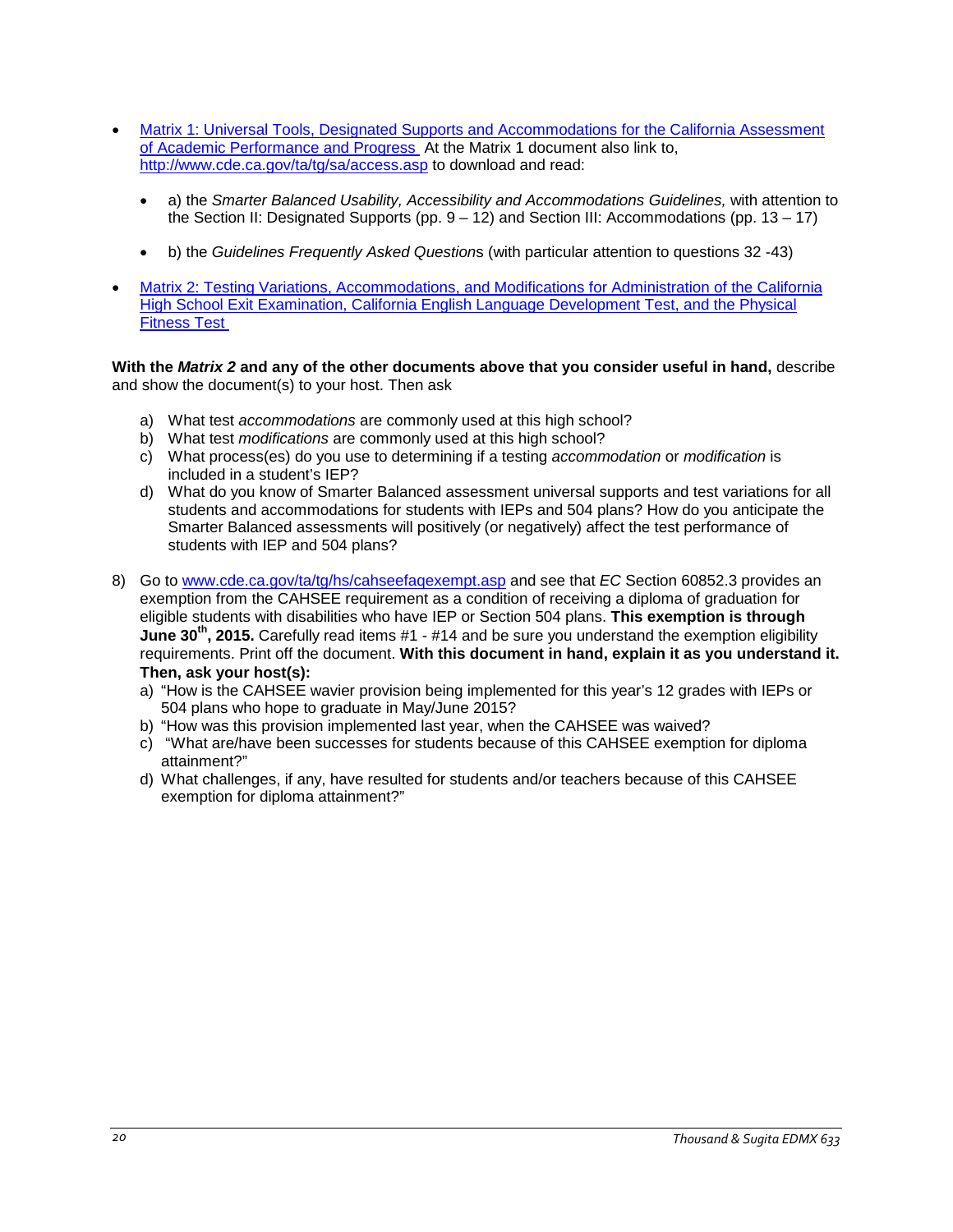- [Matrix 1: Universal Tools, Designated Supports and Accommodations for the California Assessment of Academic Performance and Progress](http://www.cde.ca.gov/ta/tg/sa/access.asp) At the Matrix 1 document also link to, [http://www.cde.ca.gov/ta/tg/sa/access.asp](http://www.cde.ca.gov/ta/tg/sa/access.asp) to download and read:
  - a) the *Smarter Balanced Usability, Accessibility and Accommodations Guidelines,* with attention to the Section II: Designated Supports (pp. 9 – 12) and Section III: Accommodations (pp. 13 – 17)
  - b) the *Guidelines Frequently Asked Question*s (with particular attention to questions 32 -43)
- Matrix 2: Testing Variations, Accommodations, and Modifications for Administration of the California High School Exit Examination, California English Language Development Test, and the Physical Fitness Test

**With the *Matrix 2* and any of the other documents above that you consider useful in hand,** describe and show the document(s) to your host. Then ask

a) What test *accommodations* are commonly used at this high school?
b) What test *modifications* are commonly used at this high school?
c) What process(es) do you use to determining if a testing *accommodation* or *modification* is included in a student's IEP?
d) What do you know of Smarter Balanced assessment universal supports and test variations for all students and accommodations for students with IEPs and 504 plans? How do you anticipate the Smarter Balanced assessments will positively (or negatively) affect the test performance of students with IEP and 504 plans?

8) Go to [www.cde.ca.gov/ta/tg/hs/cahseefaqexempt.asp](http://www.cde.ca.gov/ta/tg/hs/cahseefaqexempt.asp) and see that *EC* Section 60852.3 provides an exemption from the CAHSEE requirement as a condition of receiving a diploma of graduation for eligible students with disabilities who have IEP or Section 504 plans. **This exemption is through June 30th, 2015.** Carefully read items #1 - #14 and be sure you understand the exemption eligibility requirements. Print off the document. **With this document in hand, explain it as you understand it. Then, ask your host(s):**
   a) "How is the CAHSEE wavier provision being implemented for this year's 12 grades with IEPs or 504 plans who hope to graduate in May/June 2015?
   b) "How was this provision implemented last year, when the CAHSEE was waived?
   c) "What are/have been successes for students because of this CAHSEE exemption for diploma attainment?"
   d) What challenges, if any, have resulted for students and/or teachers because of this CAHSEE exemption for diploma attainment?"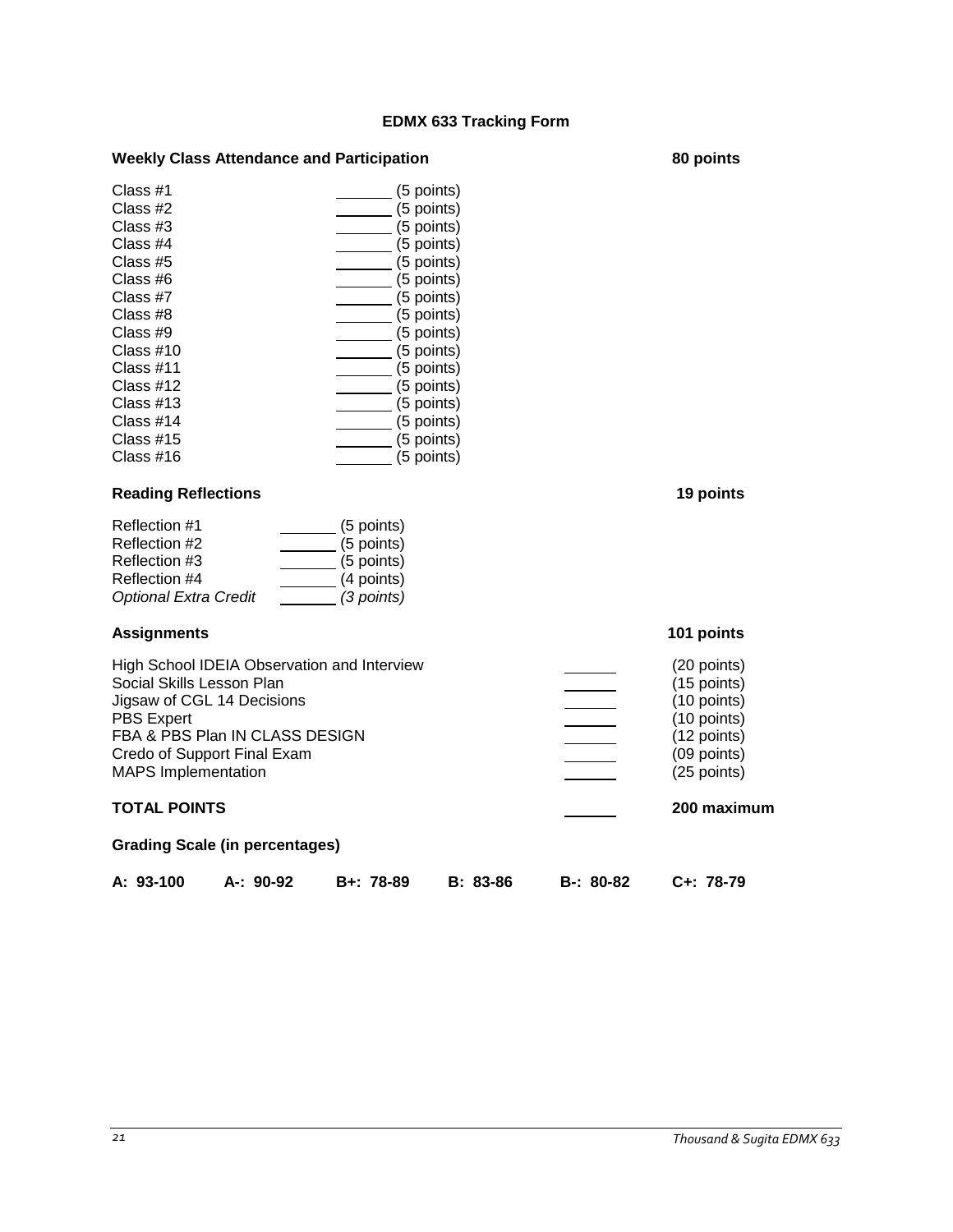# EDMX 633 Tracking Form

**Weekly Class Attendance and Participation** **80 points**

| | | |
|---|---|---|
| Class #1 | _______ | (5 points) |
| Class #2 | _______ | (5 points) |
| Class #3 | _______ | (5 points) |
| Class #4 | _______ | (5 points) |
| Class #5 | _______ | (5 points) |
| Class #6 | _______ | (5 points) |
| Class #7 | _______ | (5 points) |
| Class #8 | _______ | (5 points) |
| Class #9 | _______ | (5 points) |
| Class #10 | _______ | (5 points) |
| Class #11 | _______ | (5 points) |
| Class #12 | _______ | (5 points) |
| Class #13 | _______ | (5 points) |
| Class #14 | _______ | (5 points) |
| Class #15 | _______ | (5 points) |
| Class #16 | _______ | (5 points) |

**Reading Reflections** **19 points**

| | | |
|---|---|---|
| Reflection #1 | _______ | (5 points) |
| Reflection #2 | _______ | (5 points) |
| Reflection #3 | _______ | (5 points) |
| Reflection #4 | _______ | (4 points) |
| *Optional Extra Credit* | _______ | *(3 points)* |

**Assignments** **101 points**

| | | |
|---|---|---|
| High School IDEIA Observation and Interview | _______ | (20 points) |
| Social Skills Lesson Plan | _______ | (15 points) |
| Jigsaw of CGL 14 Decisions | _______ | (10 points) |
| PBS Expert | _______ | (10 points) |
| FBA & PBS Plan IN CLASS DESIGN | _______ | (12 points) |
| Credo of Support Final Exam | _______ | (09 points) |
| MAPS Implementation | _______ | (25 points) |

**TOTAL POINTS** _______ **200 maximum**

**Grading Scale (in percentages)**

**A: 93-100** **A-: 90-92** **B+: 78-89** **B: 83-86** **B-: 80-82** **C+: 78-79**